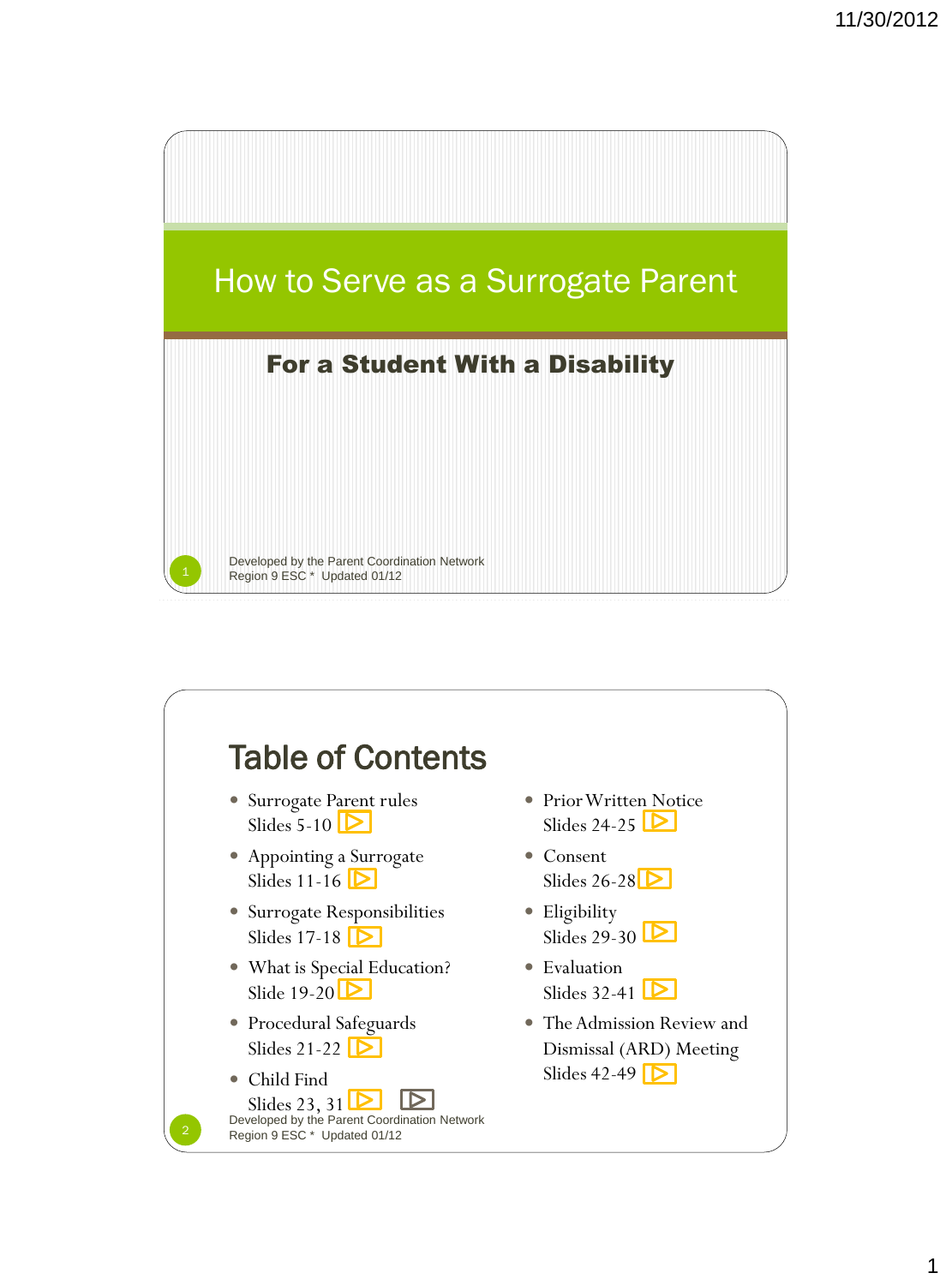# How to Serve as a Surrogate Parent

## For a Student With a Disability

Developed by the Parent Coordination Network
Region 9 ESC * Updated 01/12

## Table of Contents

- Surrogate Parent rules
  Slides 5-10
- Appointing a Surrogate
  Slides 11-16
- Surrogate Responsibilities
  Slides 17-18
- What is Special Education?
  Slide 19-20
- Procedural Safeguards
  Slides 21-22
- Child Find
  Slides 23, 31
- Prior Written Notice
  Slides 24-25
- Consent
  Slides 26-28
- Eligibility
  Slides 29-30
- Evaluation
  Slides 32-41
- The Admission Review and Dismissal (ARD) Meeting
  Slides 42-49

Developed by the Parent Coordination Network
Region 9 ESC * Updated 01/12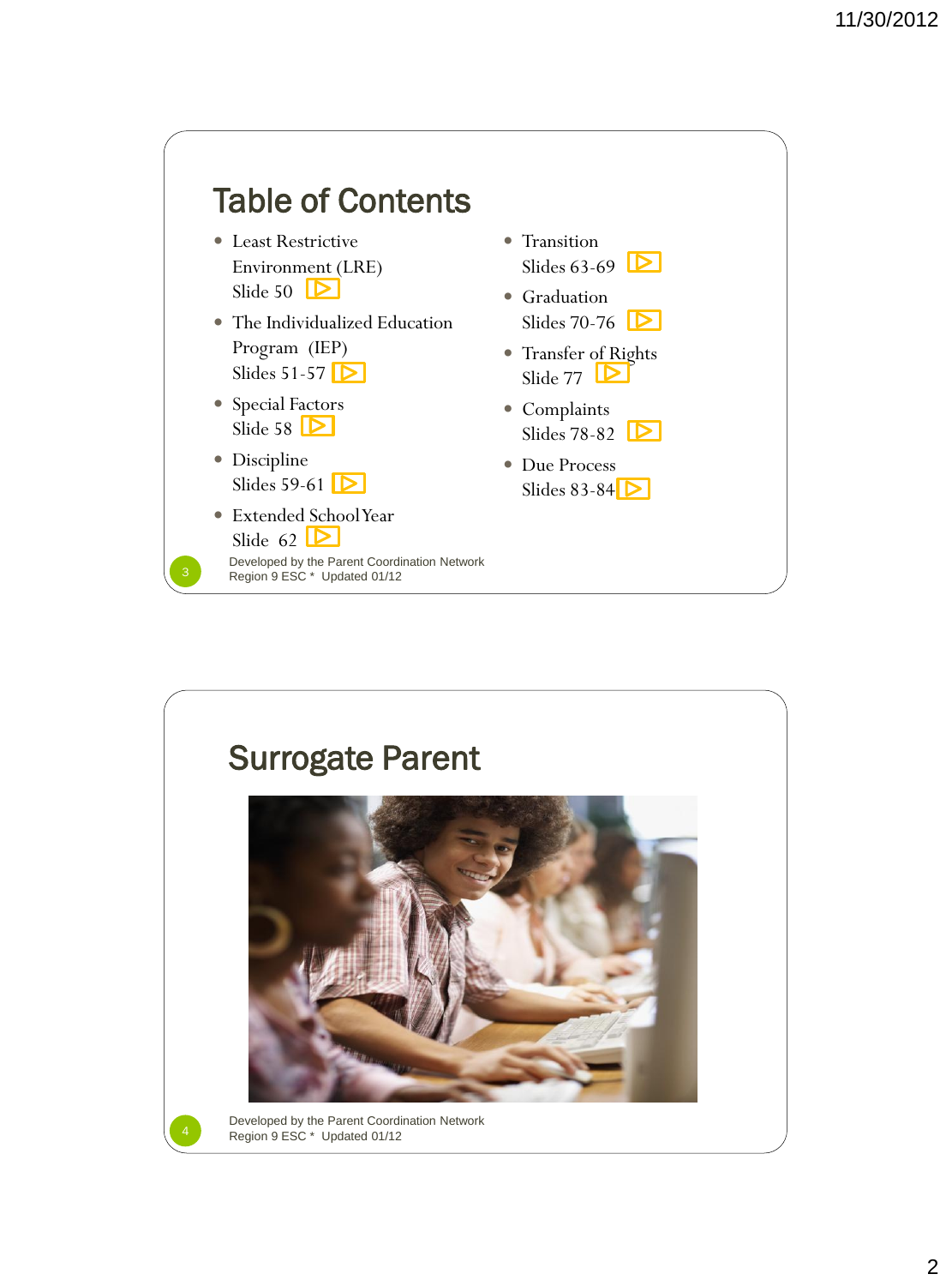# Table of Contents

- Least Restrictive Environment (LRE)
  Slide 50
- The Individualized Education Program (IEP)
  Slides 51-57
- Special Factors
  Slide 58
- Discipline
  Slides 59-61
- Extended School Year
  Slide 62
- Transition
  Slides 63-69
- Graduation
  Slides 70-76
- Transfer of Rights
  Slide 77
- Complaints
  Slides 78-82
- Due Process
  Slides 83-84

Developed by the Parent Coordination Network
Region 9 ESC * Updated 01/12

# Surrogate Parent

Developed by the Parent Coordination Network
Region 9 ESC * Updated 01/12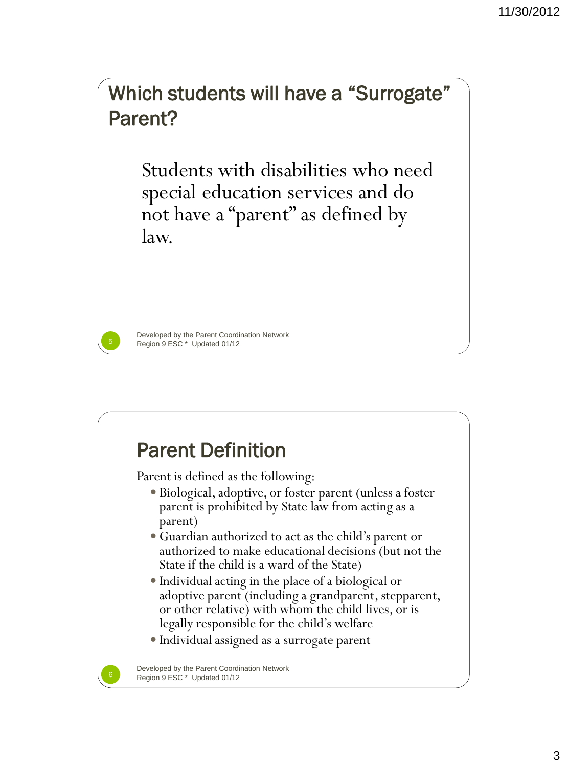## Which students will have a "Surrogate" Parent?

Students with disabilities who need special education services and do not have a "parent" as defined by law.

Developed by the Parent Coordination Network
Region 9 ESC * Updated 01/12

## Parent Definition

Parent is defined as the following:

- Biological, adoptive, or foster parent (unless a foster parent is prohibited by State law from acting as a parent)
- Guardian authorized to act as the child's parent or authorized to make educational decisions (but not the State if the child is a ward of the State)
- Individual acting in the place of a biological or adoptive parent (including a grandparent, stepparent, or other relative) with whom the child lives, or is legally responsible for the child's welfare
- Individual assigned as a surrogate parent

Developed by the Parent Coordination Network
Region 9 ESC * Updated 01/12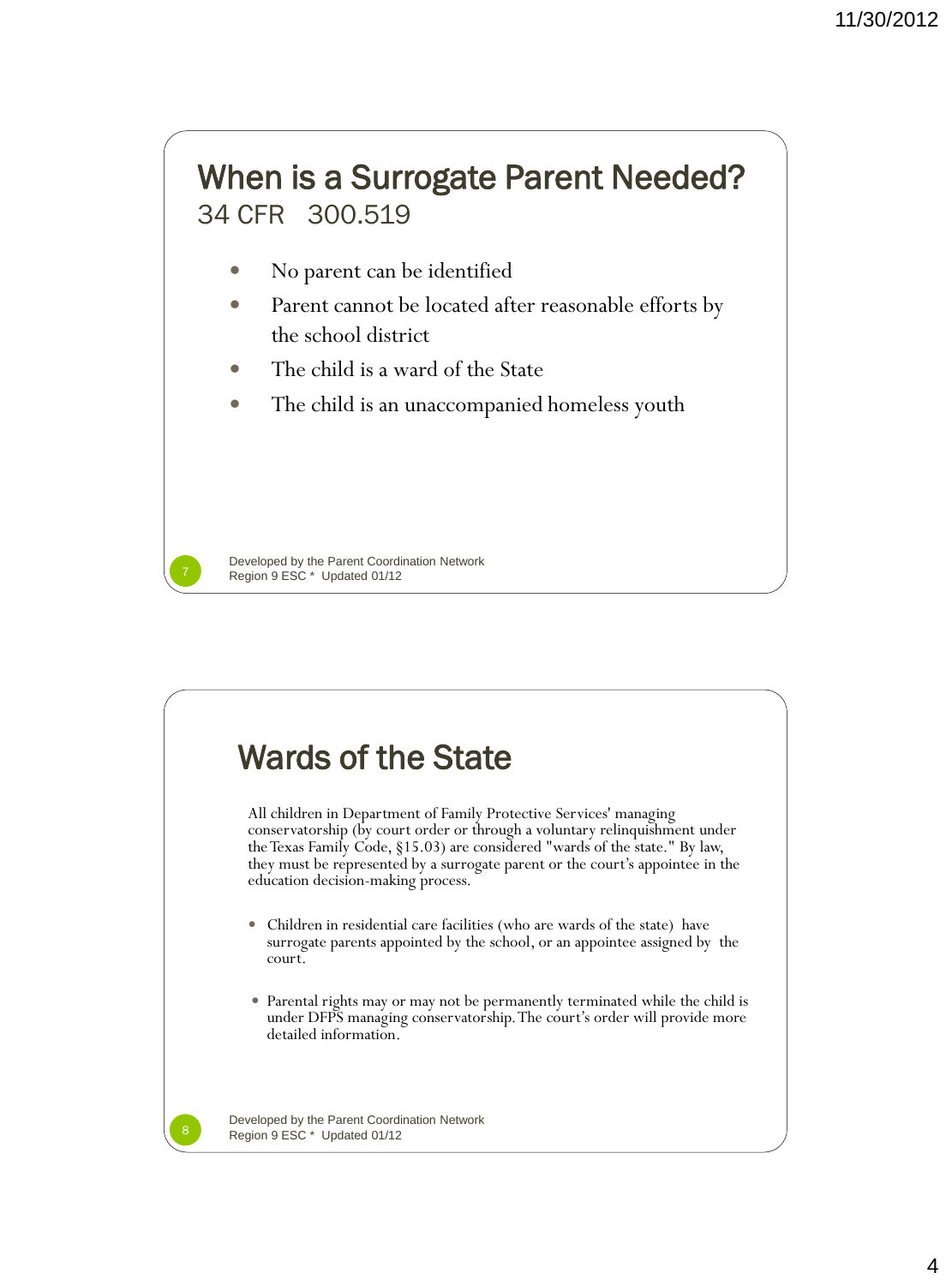## When is a Surrogate Parent Needed?

34 CFR 300.519

- No parent can be identified
- Parent cannot be located after reasonable efforts by the school district
- The child is a ward of the State
- The child is an unaccompanied homeless youth

Developed by the Parent Coordination Network
Region 9 ESC * Updated 01/12

## Wards of the State

All children in Department of Family Protective Services' managing conservatorship (by court order or through a voluntary relinquishment under the Texas Family Code, §15.03) are considered "wards of the state." By law, they must be represented by a surrogate parent or the court's appointee in the education decision-making process.

- Children in residential care facilities (who are wards of the state) have surrogate parents appointed by the school, or an appointee assigned by the court.
- Parental rights may or may not be permanently terminated while the child is under DFPS managing conservatorship. The court's order will provide more detailed information.

Developed by the Parent Coordination Network
Region 9 ESC * Updated 01/12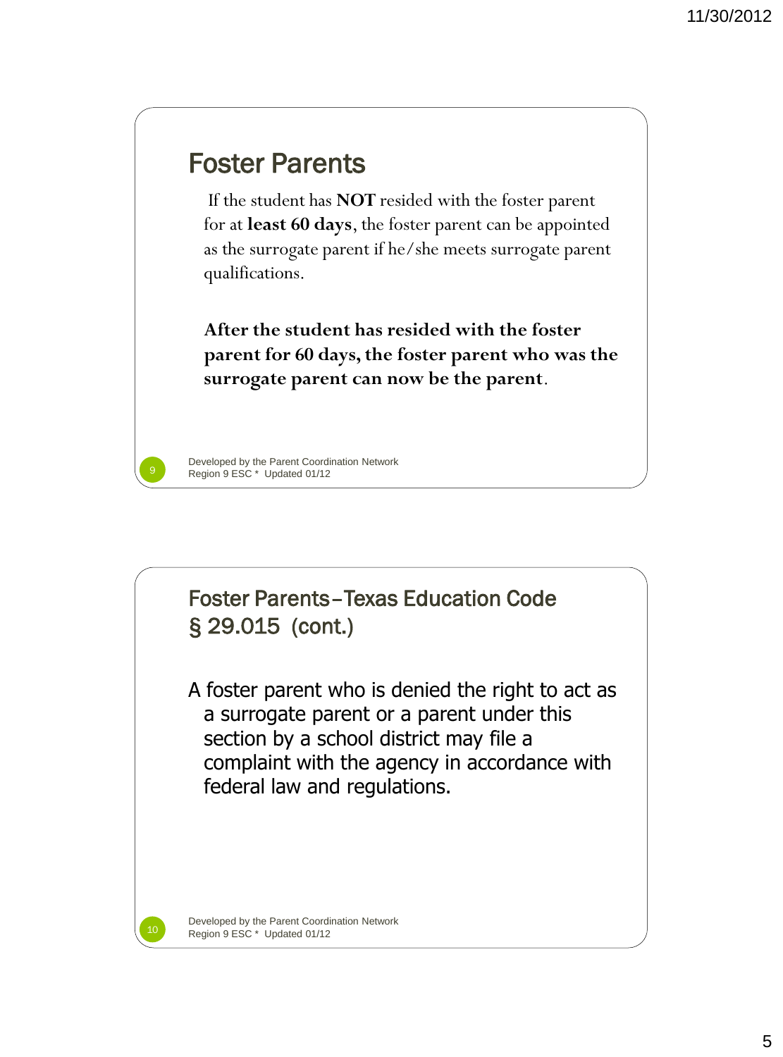## Foster Parents

If the student has **NOT** resided with the foster parent for at **least 60 days**, the foster parent can be appointed as the surrogate parent if he/she meets surrogate parent qualifications.

**After the student has resided with the foster parent for 60 days, the foster parent who was the surrogate parent can now be the parent**.

Developed by the Parent Coordination Network
Region 9 ESC * Updated 01/12

## Foster Parents–Texas Education Code § 29.015 (cont.)

A foster parent who is denied the right to act as a surrogate parent or a parent under this section by a school district may file a complaint with the agency in accordance with federal law and regulations.

Developed by the Parent Coordination Network
Region 9 ESC * Updated 01/12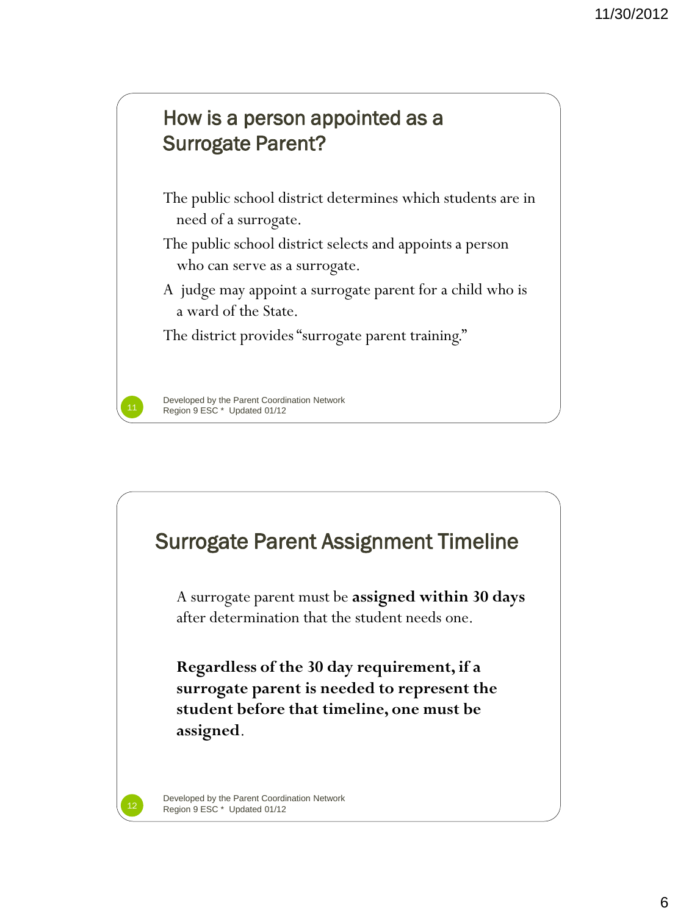## How is a person appointed as a Surrogate Parent?

The public school district determines which students are in need of a surrogate.

The public school district selects and appoints a person who can serve as a surrogate.

A judge may appoint a surrogate parent for a child who is a ward of the State.

The district provides "surrogate parent training."

Developed by the Parent Coordination Network
Region 9 ESC * Updated 01/12

## Surrogate Parent Assignment Timeline

A surrogate parent must be **assigned within 30 days** after determination that the student needs one.

**Regardless of the 30 day requirement, if a surrogate parent is needed to represent the student before that timeline, one must be assigned**.

Developed by the Parent Coordination Network
Region 9 ESC * Updated 01/12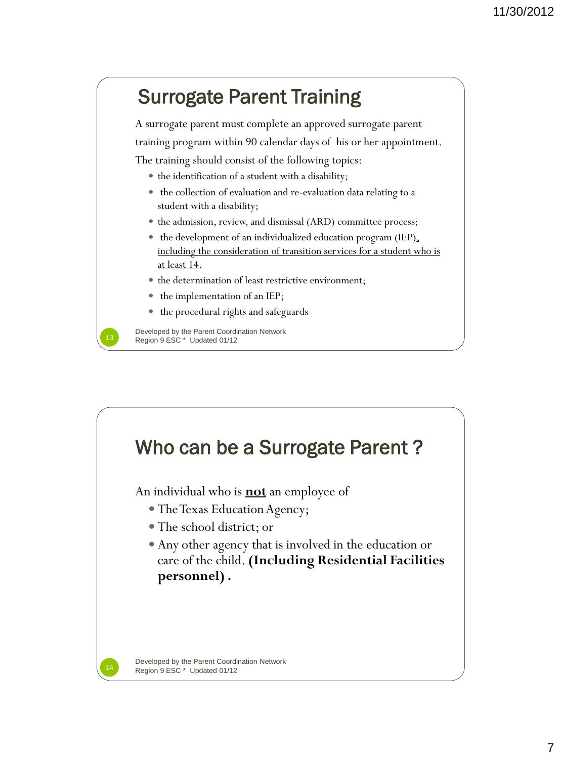## Surrogate Parent Training

A surrogate parent must complete an approved surrogate parent training program within 90 calendar days of his or her appointment. The training should consist of the following topics:

- the identification of a student with a disability;
- the collection of evaluation and re-evaluation data relating to a student with a disability;
- the admission, review, and dismissal (ARD) committee process;
- the development of an individualized education program (IEP), <u>including the consideration of transition services for a student who is at least 14.</u>
- the determination of least restrictive environment;
- the implementation of an IEP;
- the procedural rights and safeguards

Developed by the Parent Coordination Network
Region 9 ESC * Updated 01/12

## Who can be a Surrogate Parent ?

An individual who is <u>**not**</u> an employee of

- The Texas Education Agency;
- The school district; or
- Any other agency that is involved in the education or care of the child. **(Including Residential Facilities personnel) .**

Developed by the Parent Coordination Network
Region 9 ESC * Updated 01/12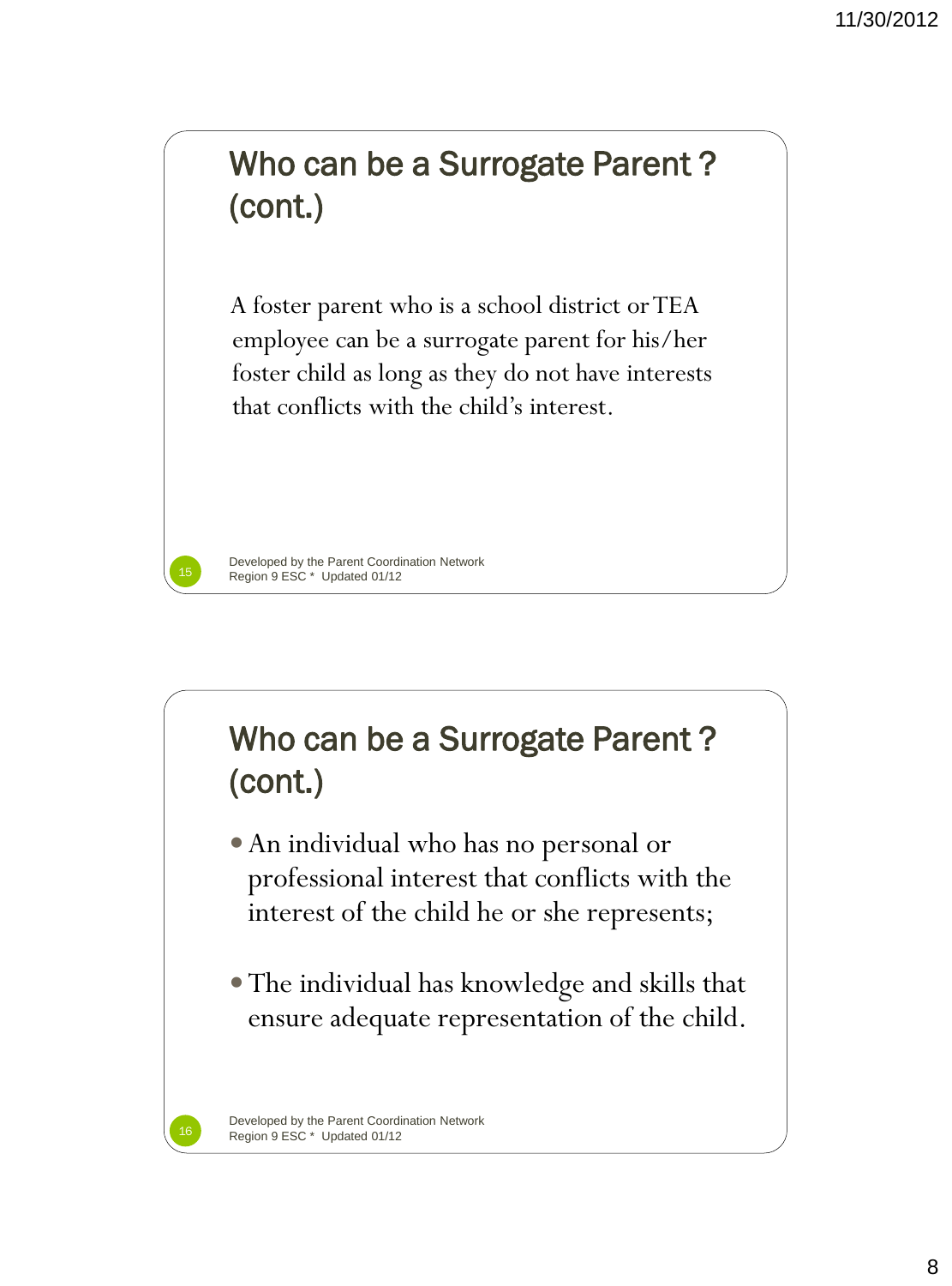## Who can be a Surrogate Parent ? (cont.)

A foster parent who is a school district or TEA employee can be a surrogate parent for his/her foster child as long as they do not have interests that conflicts with the child's interest.

Developed by the Parent Coordination Network
Region 9 ESC * Updated 01/12

## Who can be a Surrogate Parent ? (cont.)

- An individual who has no personal or professional interest that conflicts with the interest of the child he or she represents;
- The individual has knowledge and skills that ensure adequate representation of the child.

Developed by the Parent Coordination Network
Region 9 ESC * Updated 01/12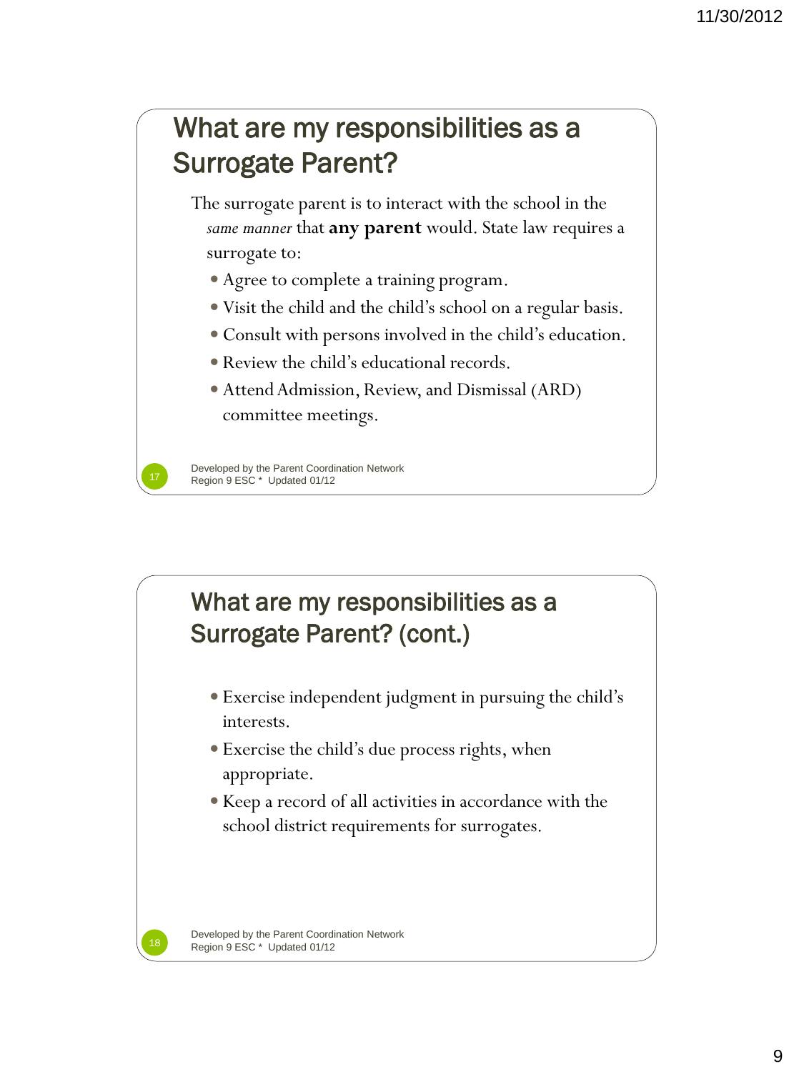## What are my responsibilities as a Surrogate Parent?

The surrogate parent is to interact with the school in the *same manner* that **any parent** would. State law requires a surrogate to:

- Agree to complete a training program.
- Visit the child and the child's school on a regular basis.
- Consult with persons involved in the child's education.
- Review the child's educational records.
- Attend Admission, Review, and Dismissal (ARD) committee meetings.

Developed by the Parent Coordination Network
Region 9 ESC * Updated 01/12

## What are my responsibilities as a Surrogate Parent? (cont.)

- Exercise independent judgment in pursuing the child's interests.
- Exercise the child's due process rights, when appropriate.
- Keep a record of all activities in accordance with the school district requirements for surrogates.

Developed by the Parent Coordination Network
Region 9 ESC * Updated 01/12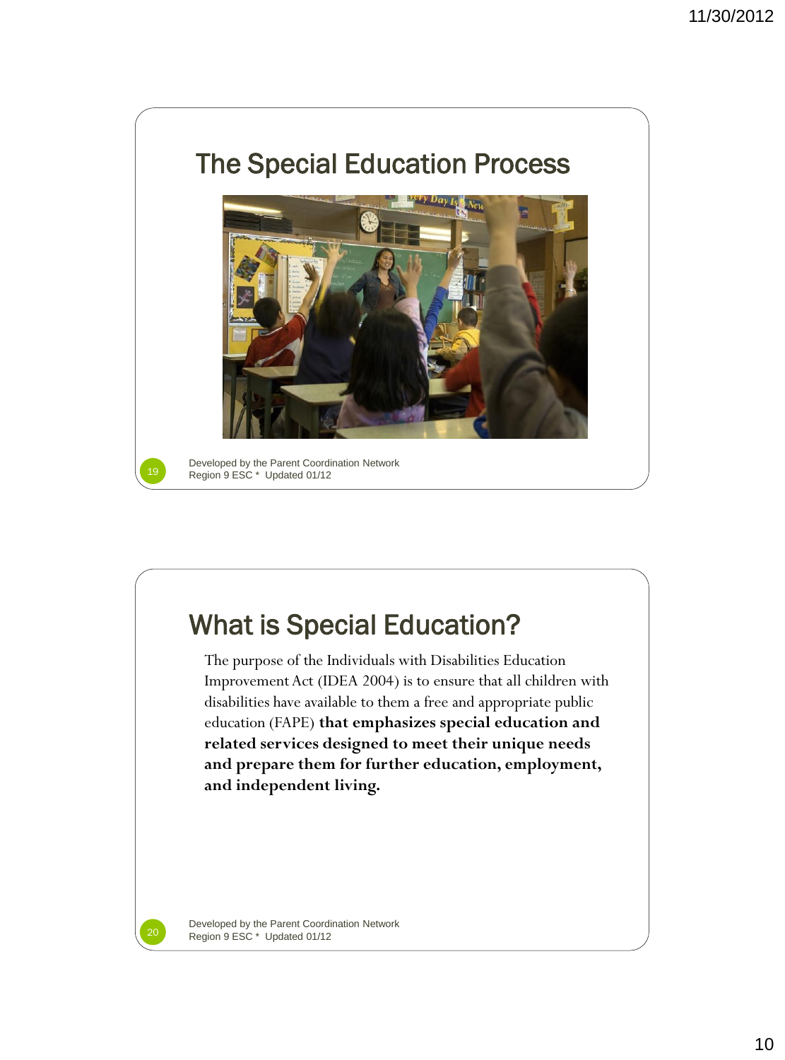# The Special Education Process

Developed by the Parent Coordination Network
Region 9 ESC * Updated 01/12

# What is Special Education?

The purpose of the Individuals with Disabilities Education Improvement Act (IDEA 2004) is to ensure that all children with disabilities have available to them a free and appropriate public education (FAPE) **that emphasizes special education and related services designed to meet their unique needs and prepare them for further education, employment, and independent living.**

Developed by the Parent Coordination Network
Region 9 ESC * Updated 01/12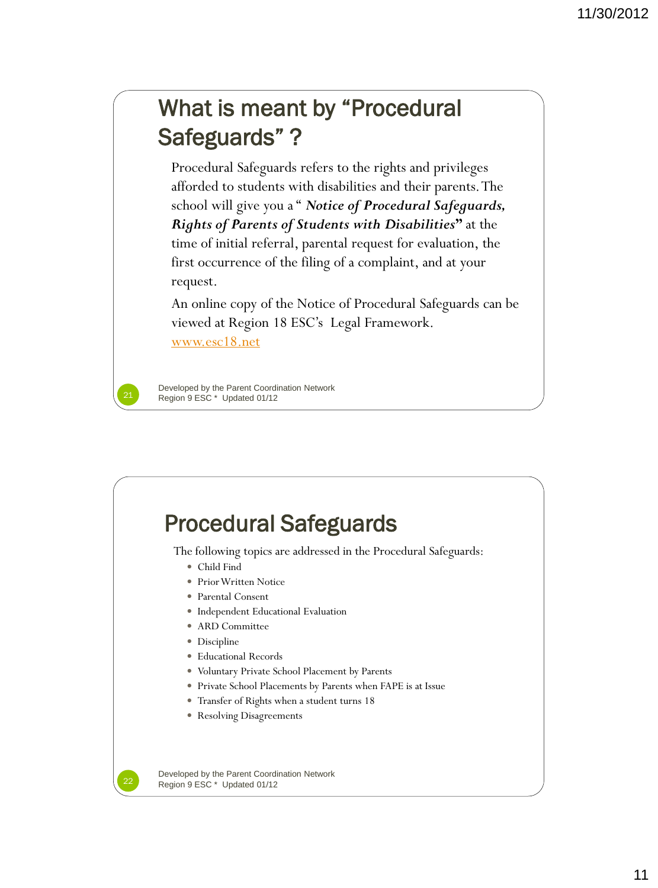# What is meant by "Procedural Safeguards" ?

Procedural Safeguards refers to the rights and privileges afforded to students with disabilities and their parents. The school will give you a " ***Notice of Procedural Safeguards, Rights of Parents of Students with Disabilities*" at the time of initial referral, parental request for evaluation, the first occurrence of the filing of a complaint, and at your request.

An online copy of the Notice of Procedural Safeguards can be viewed at Region 18 ESC's Legal Framework. www.esc18.net

Developed by the Parent Coordination Network
Region 9 ESC * Updated 01/12

# Procedural Safeguards

The following topics are addressed in the Procedural Safeguards:

- Child Find
- Prior Written Notice
- Parental Consent
- Independent Educational Evaluation
- ARD Committee
- Discipline
- Educational Records
- Voluntary Private School Placement by Parents
- Private School Placements by Parents when FAPE is at Issue
- Transfer of Rights when a student turns 18
- Resolving Disagreements

Developed by the Parent Coordination Network
Region 9 ESC * Updated 01/12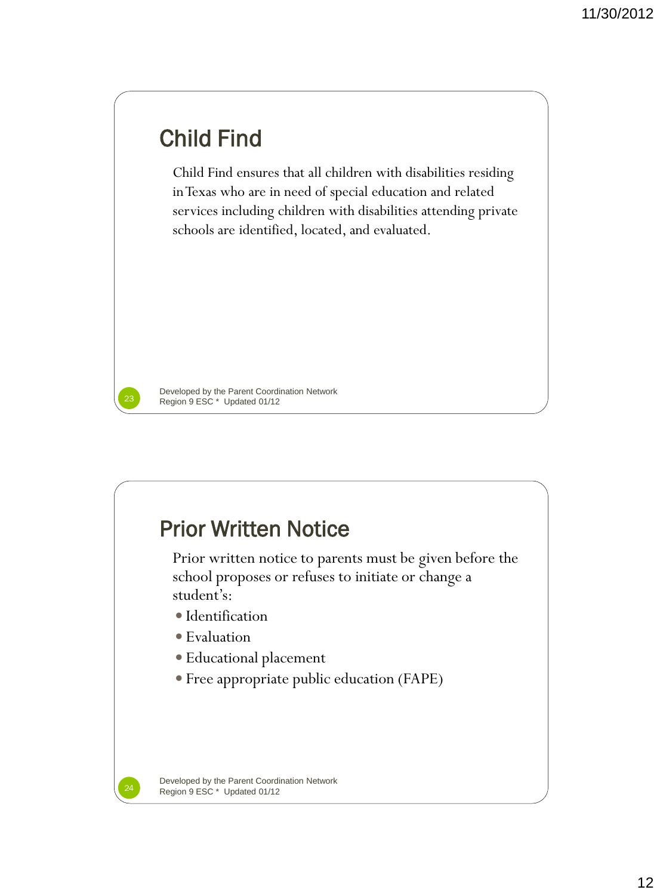## Child Find

Child Find ensures that all children with disabilities residing in Texas who are in need of special education and related services including children with disabilities attending private schools are identified, located, and evaluated.

Developed by the Parent Coordination Network
Region 9 ESC * Updated 01/12

## Prior Written Notice

Prior written notice to parents must be given before the school proposes or refuses to initiate or change a student's:

- Identification
- Evaluation
- Educational placement
- Free appropriate public education (FAPE)

Developed by the Parent Coordination Network
Region 9 ESC * Updated 01/12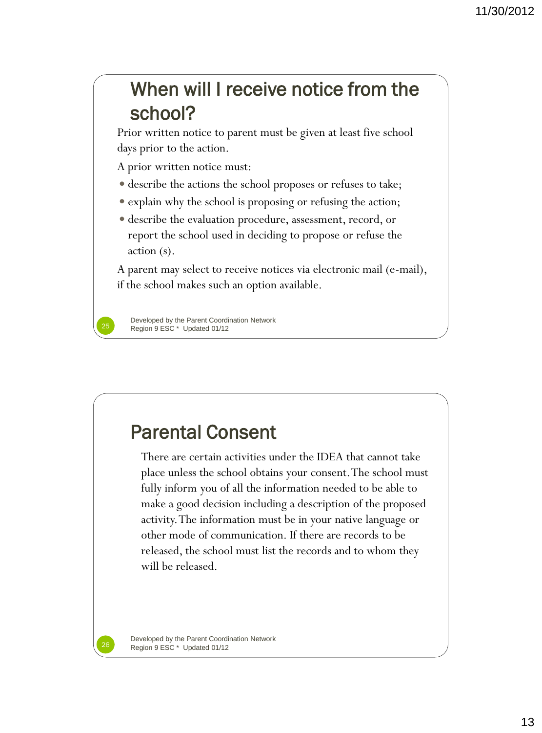## When will I receive notice from the school?

Prior written notice to parent must be given at least five school days prior to the action.

A prior written notice must:

- describe the actions the school proposes or refuses to take;
- explain why the school is proposing or refusing the action;
- describe the evaluation procedure, assessment, record, or report the school used in deciding to propose or refuse the action (s).

A parent may select to receive notices via electronic mail (e-mail), if the school makes such an option available.

Developed by the Parent Coordination Network
Region 9 ESC * Updated 01/12

## Parental Consent

There are certain activities under the IDEA that cannot take place unless the school obtains your consent. The school must fully inform you of all the information needed to be able to make a good decision including a description of the proposed activity. The information must be in your native language or other mode of communication. If there are records to be released, the school must list the records and to whom they will be released.

Developed by the Parent Coordination Network
Region 9 ESC * Updated 01/12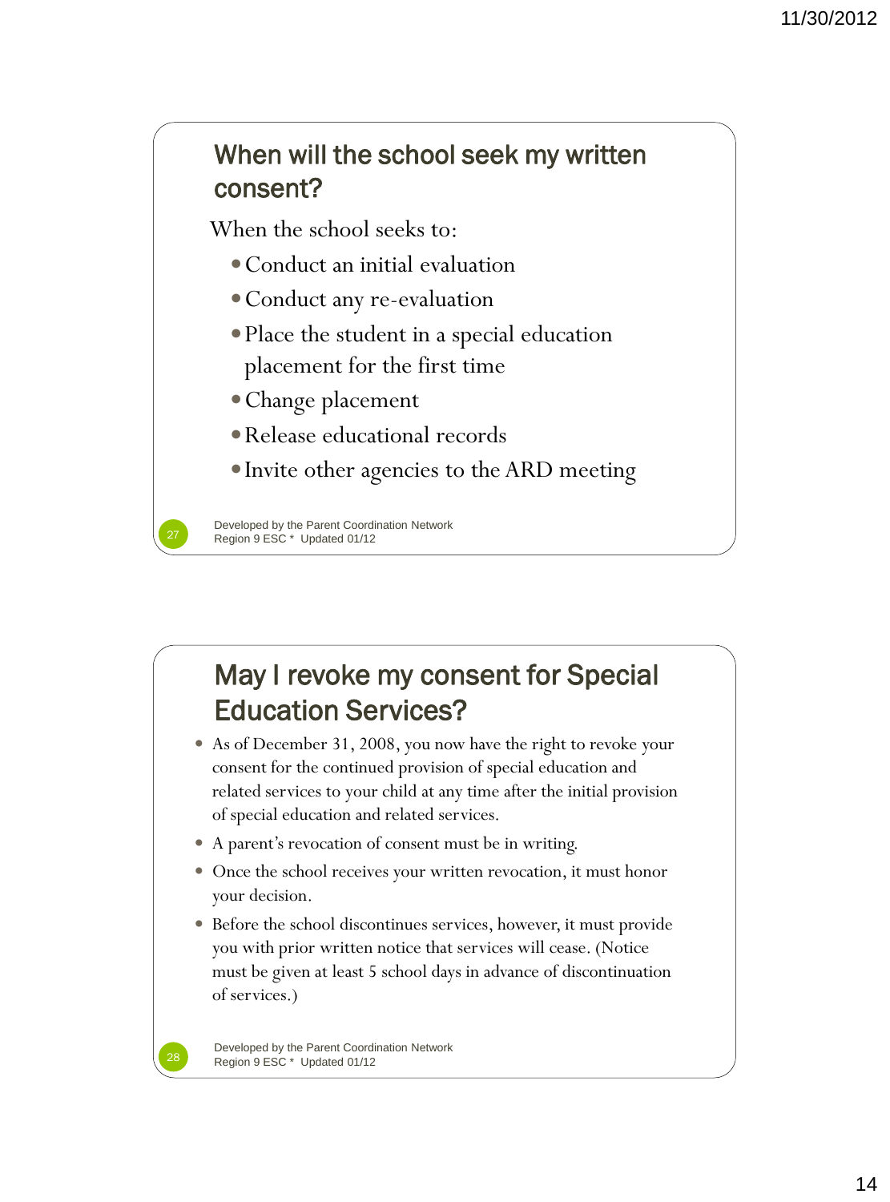## When will the school seek my written consent?

When the school seeks to:

- Conduct an initial evaluation
- Conduct any re-evaluation
- Place the student in a special education placement for the first time
- Change placement
- Release educational records
- Invite other agencies to the ARD meeting

Developed by the Parent Coordination Network
Region 9 ESC * Updated 01/12

## May I revoke my consent for Special Education Services?

- As of December 31, 2008, you now have the right to revoke your consent for the continued provision of special education and related services to your child at any time after the initial provision of special education and related services.
- A parent's revocation of consent must be in writing.
- Once the school receives your written revocation, it must honor your decision.
- Before the school discontinues services, however, it must provide you with prior written notice that services will cease. (Notice must be given at least 5 school days in advance of discontinuation of services.)

Developed by the Parent Coordination Network
Region 9 ESC * Updated 01/12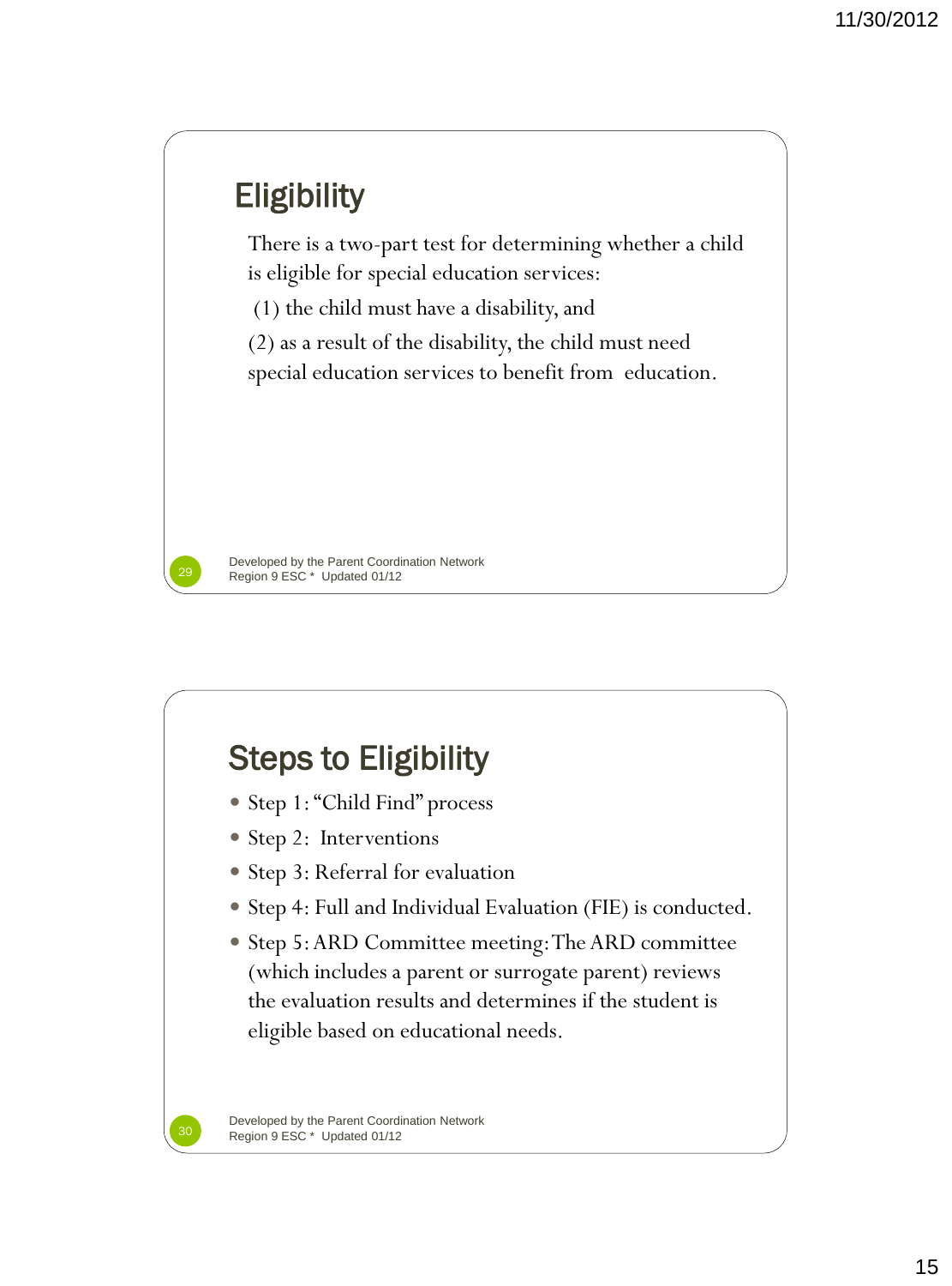## Eligibility

There is a two-part test for determining whether a child is eligible for special education services:

(1) the child must have a disability, and

(2) as a result of the disability, the child must need special education services to benefit from education.

Developed by the Parent Coordination Network
Region 9 ESC * Updated 01/12

## Steps to Eligibility

- Step 1: "Child Find" process
- Step 2: Interventions
- Step 3: Referral for evaluation
- Step 4: Full and Individual Evaluation (FIE) is conducted.
- Step 5: ARD Committee meeting: The ARD committee (which includes a parent or surrogate parent) reviews the evaluation results and determines if the student is eligible based on educational needs.

Developed by the Parent Coordination Network
Region 9 ESC * Updated 01/12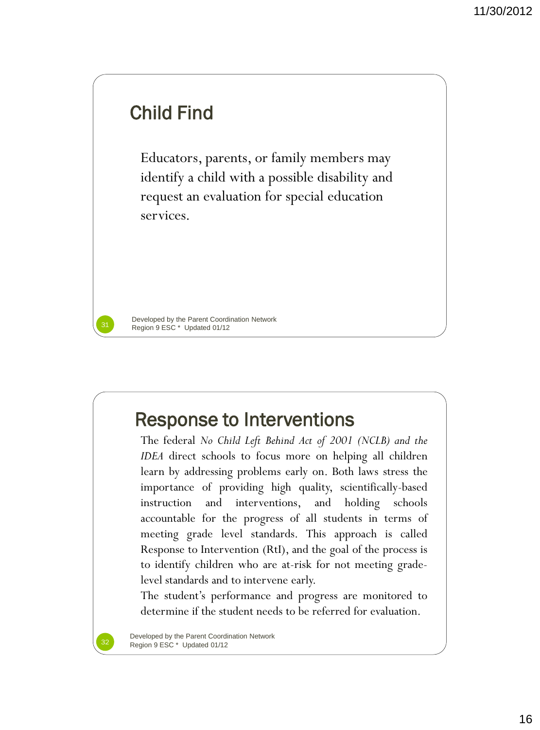## Child Find

Educators, parents, or family members may identify a child with a possible disability and request an evaluation for special education services.

Developed by the Parent Coordination Network
Region 9 ESC * Updated 01/12

## Response to Interventions

The federal *No Child Left Behind Act of 2001 (NCLB) and the IDEA* direct schools to focus more on helping all children learn by addressing problems early on. Both laws stress the importance of providing high quality, scientifically-based instruction and interventions, and holding schools accountable for the progress of all students in terms of meeting grade level standards. This approach is called Response to Intervention (RtI), and the goal of the process is to identify children who are at-risk for not meeting grade-level standards and to intervene early.

The student's performance and progress are monitored to determine if the student needs to be referred for evaluation.

Developed by the Parent Coordination Network
Region 9 ESC * Updated 01/12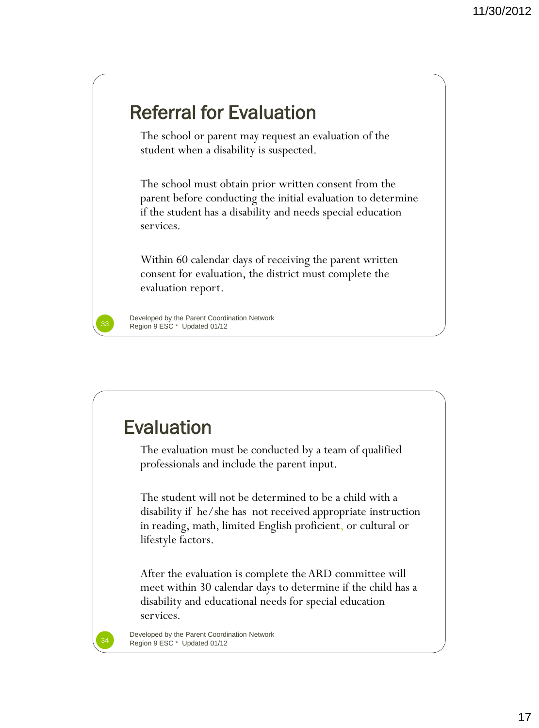## Referral for Evaluation

The school or parent may request an evaluation of the student when a disability is suspected.

The school must obtain prior written consent from the parent before conducting the initial evaluation to determine if the student has a disability and needs special education services.

Within 60 calendar days of receiving the parent written consent for evaluation, the district must complete the evaluation report.

Developed by the Parent Coordination Network
Region 9 ESC * Updated 01/12

## Evaluation

The evaluation must be conducted by a team of qualified professionals and include the parent input.

The student will not be determined to be a child with a disability if he/she has not received appropriate instruction in reading, math, limited English proficient, or cultural or lifestyle factors.

After the evaluation is complete the ARD committee will meet within 30 calendar days to determine if the child has a disability and educational needs for special education services.

Developed by the Parent Coordination Network
Region 9 ESC * Updated 01/12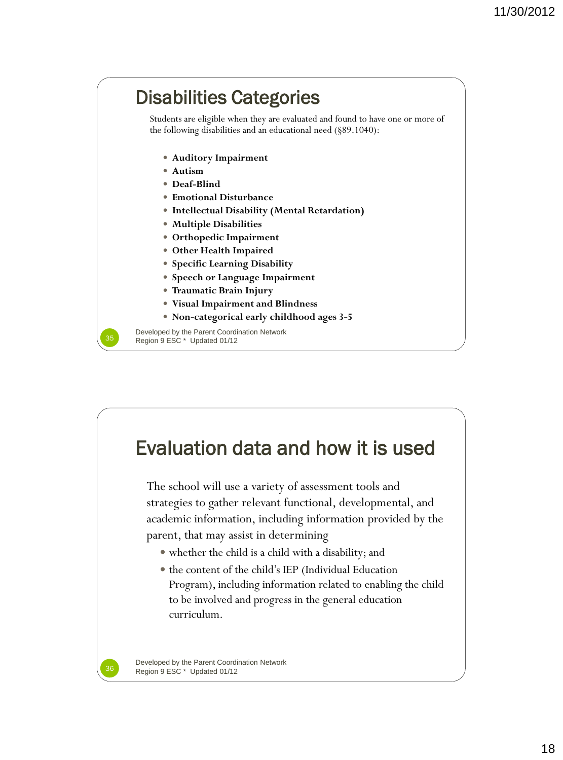## Disabilities Categories

Students are eligible when they are evaluated and found to have one or more of the following disabilities and an educational need (§89.1040):

- **Auditory Impairment**
- **Autism**
- **Deaf-Blind**
- **Emotional Disturbance**
- **Intellectual Disability (Mental Retardation)**
- **Multiple Disabilities**
- **Orthopedic Impairment**
- **Other Health Impaired**
- **Specific Learning Disability**
- **Speech or Language Impairment**
- **Traumatic Brain Injury**
- **Visual Impairment and Blindness**
- **Non-categorical early childhood ages 3-5**

Developed by the Parent Coordination Network
Region 9 ESC * Updated 01/12

## Evaluation data and how it is used

The school will use a variety of assessment tools and strategies to gather relevant functional, developmental, and academic information, including information provided by the parent, that may assist in determining

- whether the child is a child with a disability; and
- the content of the child's IEP (Individual Education Program), including information related to enabling the child to be involved and progress in the general education curriculum.

Developed by the Parent Coordination Network
Region 9 ESC * Updated 01/12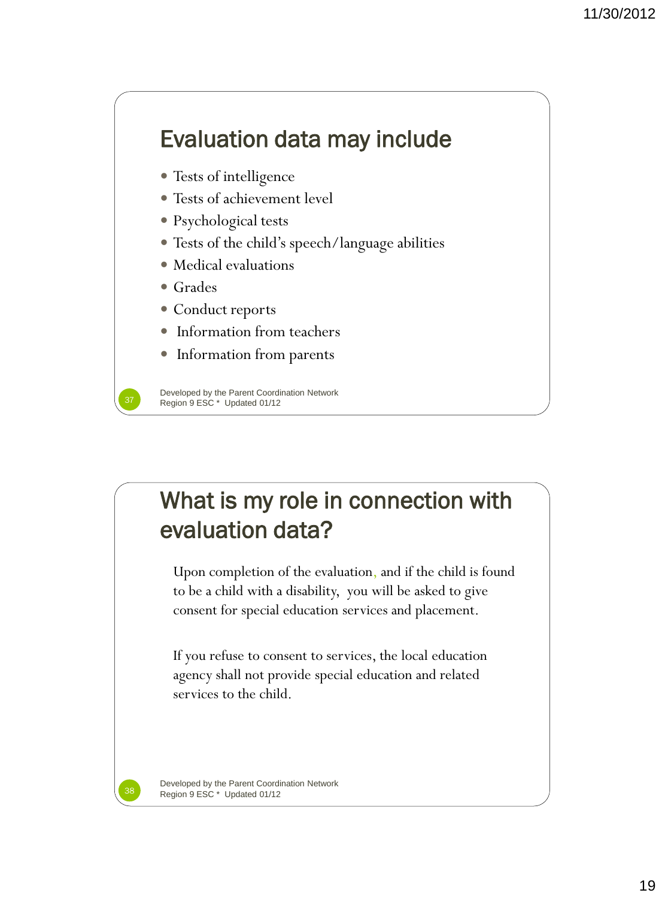## Evaluation data may include

- Tests of intelligence
- Tests of achievement level
- Psychological tests
- Tests of the child's speech/language abilities
- Medical evaluations
- Grades
- Conduct reports
- Information from teachers
- Information from parents

Developed by the Parent Coordination Network
Region 9 ESC * Updated 01/12

## What is my role in connection with evaluation data?

Upon completion of the evaluation, and if the child is found to be a child with a disability, you will be asked to give consent for special education services and placement.

If you refuse to consent to services, the local education agency shall not provide special education and related services to the child.

Developed by the Parent Coordination Network
Region 9 ESC * Updated 01/12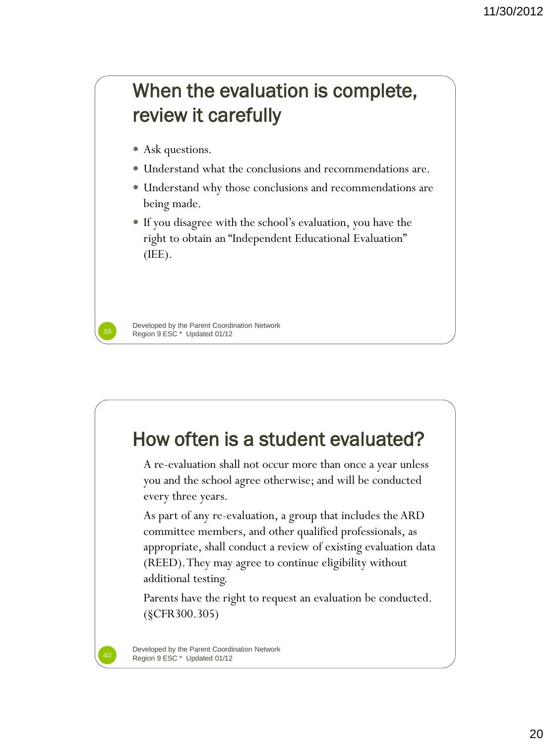## When the evaluation is complete, review it carefully

- Ask questions.
- Understand what the conclusions and recommendations are.
- Understand why those conclusions and recommendations are being made.
- If you disagree with the school's evaluation, you have the right to obtain an "Independent Educational Evaluation" (IEE).

Developed by the Parent Coordination Network
Region 9 ESC * Updated 01/12

## How often is a student evaluated?

A re-evaluation shall not occur more than once a year unless you and the school agree otherwise; and will be conducted every three years.

As part of any re-evaluation, a group that includes the ARD committee members, and other qualified professionals, as appropriate, shall conduct a review of existing evaluation data (REED). They may agree to continue eligibility without additional testing.

Parents have the right to request an evaluation be conducted. (§CFR300.305)

Developed by the Parent Coordination Network
Region 9 ESC * Updated 01/12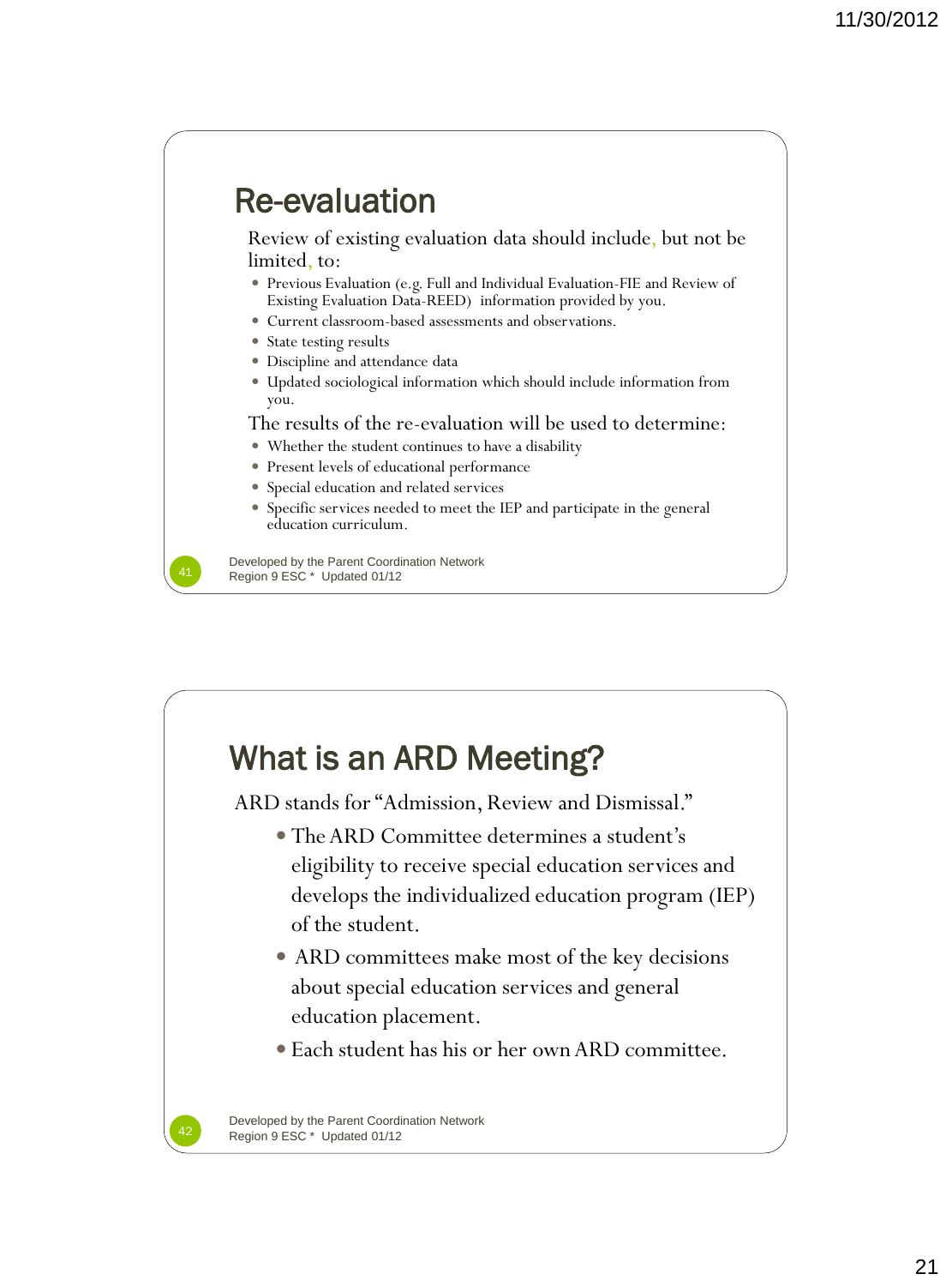## Re-evaluation

Review of existing evaluation data should include, but not be limited, to:

- Previous Evaluation (e.g. Full and Individual Evaluation-FIE and Review of Existing Evaluation Data-REED) information provided by you.
- Current classroom-based assessments and observations.
- State testing results
- Discipline and attendance data
- Updated sociological information which should include information from you.

The results of the re-evaluation will be used to determine:

- Whether the student continues to have a disability
- Present levels of educational performance
- Special education and related services
- Specific services needed to meet the IEP and participate in the general education curriculum.

Developed by the Parent Coordination Network
Region 9 ESC * Updated 01/12

## What is an ARD Meeting?

ARD stands for "Admission, Review and Dismissal."

- The ARD Committee determines a student's eligibility to receive special education services and develops the individualized education program (IEP) of the student.
- ARD committees make most of the key decisions about special education services and general education placement.
- Each student has his or her own ARD committee.

Developed by the Parent Coordination Network
Region 9 ESC * Updated 01/12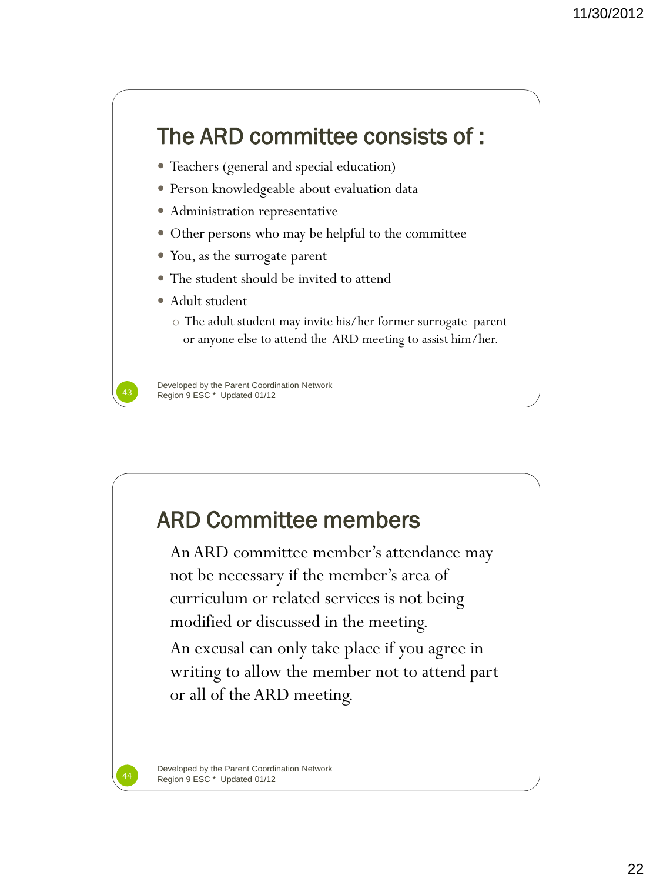## The ARD committee consists of :

- Teachers (general and special education)
- Person knowledgeable about evaluation data
- Administration representative
- Other persons who may be helpful to the committee
- You, as the surrogate parent
- The student should be invited to attend
- Adult student
  - The adult student may invite his/her former surrogate parent or anyone else to attend the ARD meeting to assist him/her.

Developed by the Parent Coordination Network
Region 9 ESC * Updated 01/12

## ARD Committee members

An ARD committee member's attendance may not be necessary if the member's area of curriculum or related services is not being modified or discussed in the meeting.

An excusal can only take place if you agree in writing to allow the member not to attend part or all of the ARD meeting.

Developed by the Parent Coordination Network
Region 9 ESC * Updated 01/12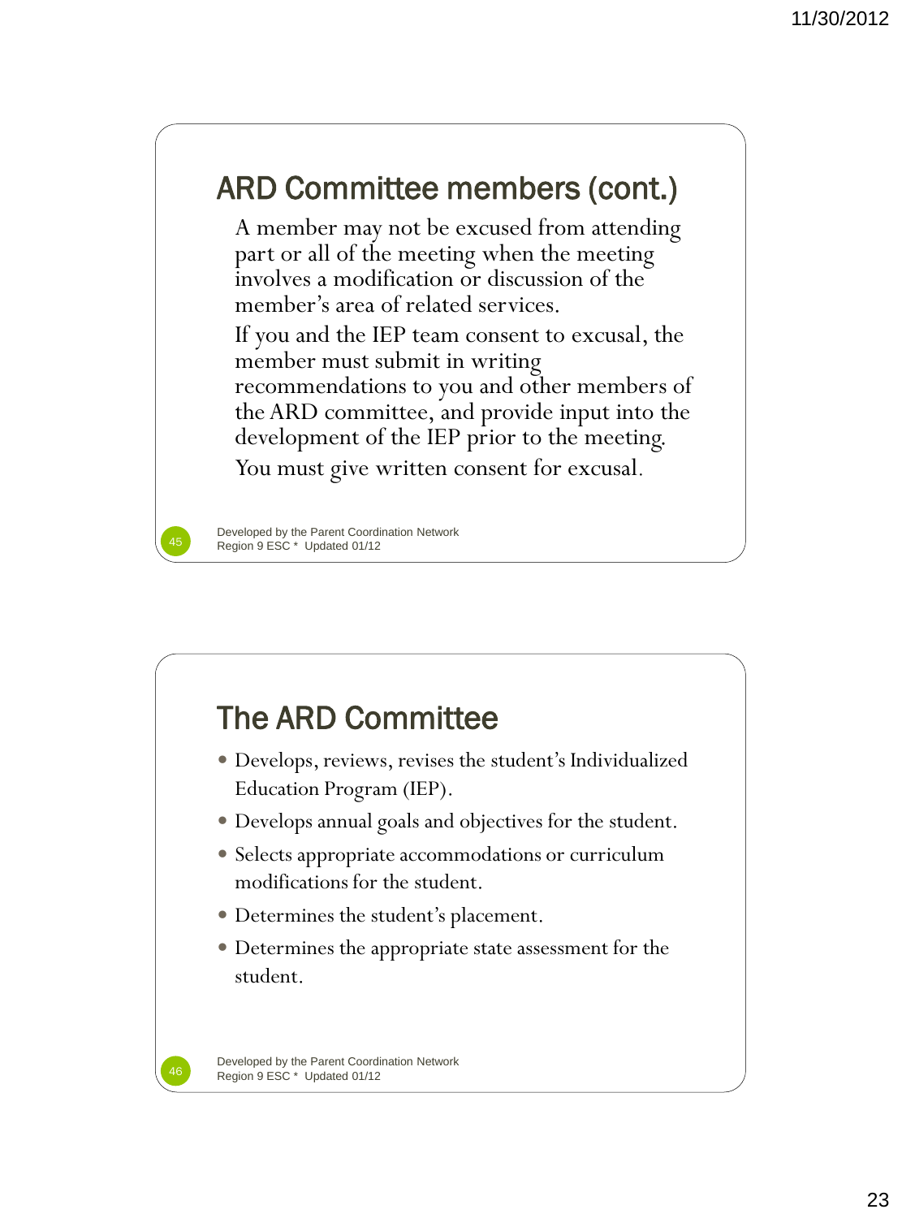## ARD Committee members (cont.)

A member may not be excused from attending part or all of the meeting when the meeting involves a modification or discussion of the member's area of related services.

If you and the IEP team consent to excusal, the member must submit in writing recommendations to you and other members of the ARD committee, and provide input into the development of the IEP prior to the meeting.

You must give written consent for excusal.

Developed by the Parent Coordination Network
Region 9 ESC * Updated 01/12

## The ARD Committee

- Develops, reviews, revises the student's Individualized Education Program (IEP).
- Develops annual goals and objectives for the student.
- Selects appropriate accommodations or curriculum modifications for the student.
- Determines the student's placement.
- Determines the appropriate state assessment for the student.

Developed by the Parent Coordination Network
Region 9 ESC * Updated 01/12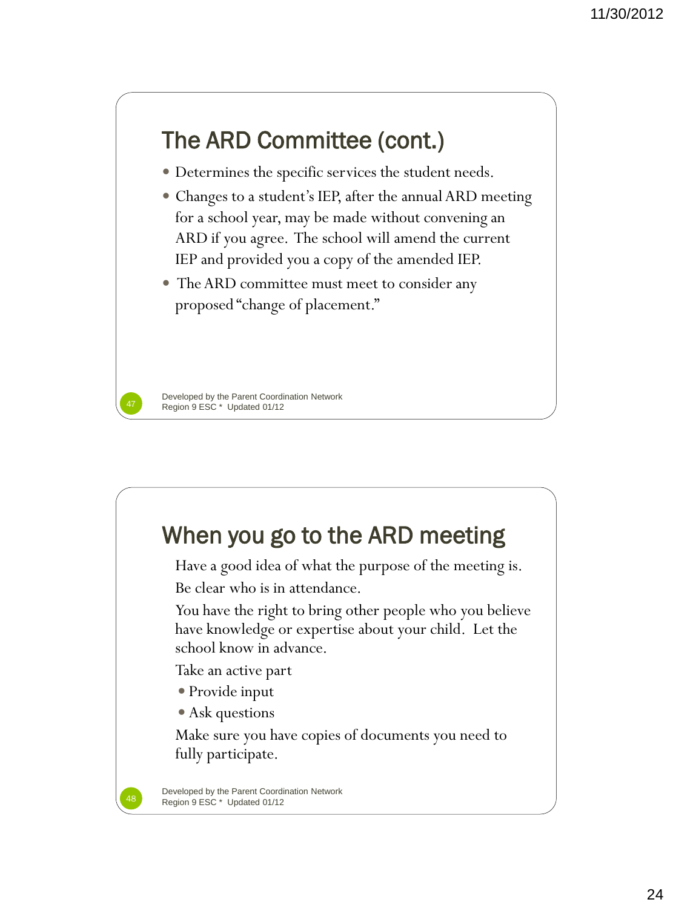## The ARD Committee (cont.)

- Determines the specific services the student needs.
- Changes to a student's IEP, after the annual ARD meeting for a school year, may be made without convening an ARD if you agree. The school will amend the current IEP and provided you a copy of the amended IEP.
- The ARD committee must meet to consider any proposed "change of placement."

Developed by the Parent Coordination Network
Region 9 ESC * Updated 01/12

## When you go to the ARD meeting

Have a good idea of what the purpose of the meeting is.

Be clear who is in attendance.

You have the right to bring other people who you believe have knowledge or expertise about your child. Let the school know in advance.

Take an active part

- Provide input
- Ask questions

Make sure you have copies of documents you need to fully participate.

Developed by the Parent Coordination Network
Region 9 ESC * Updated 01/12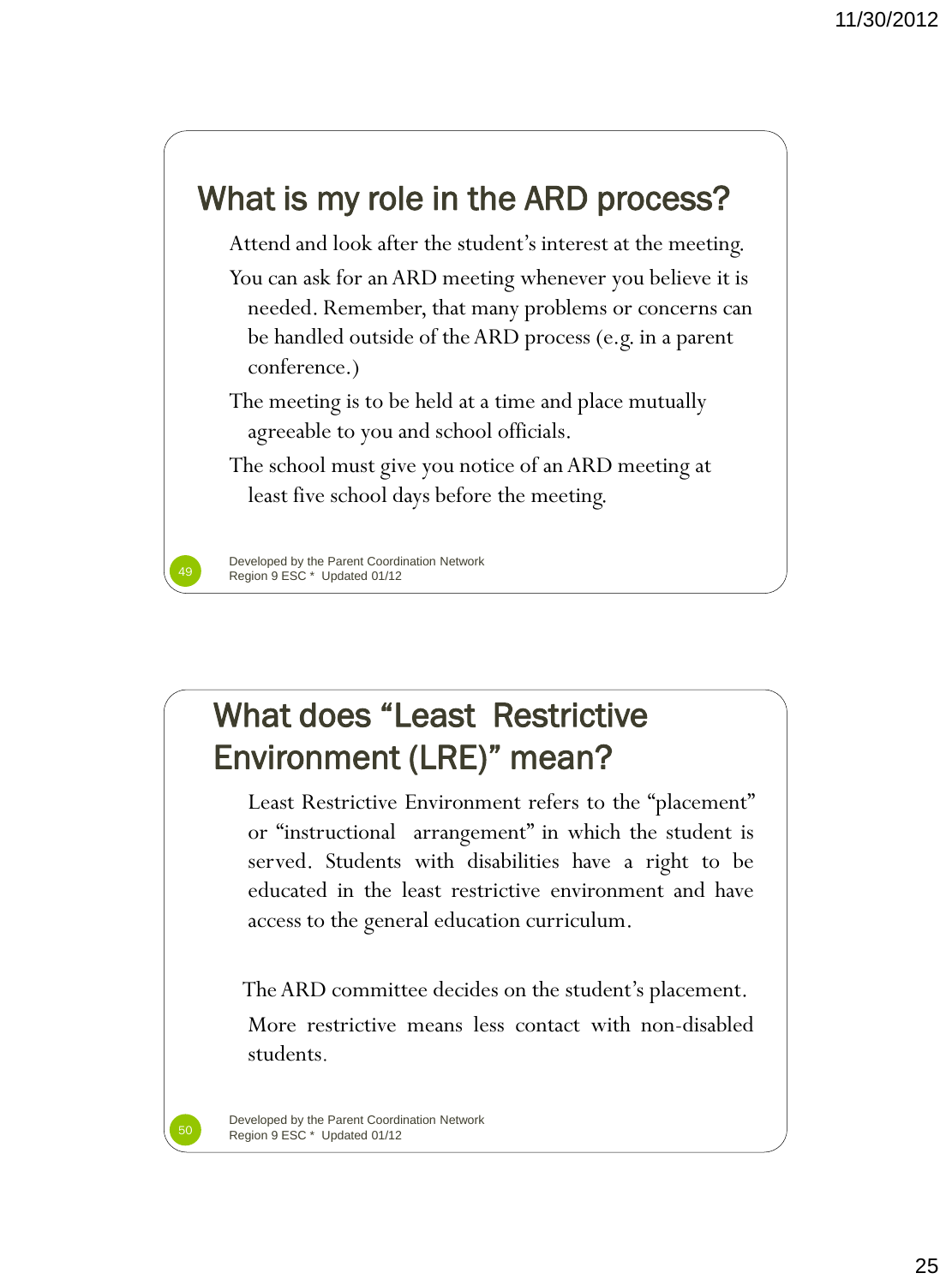## What is my role in the ARD process?

Attend and look after the student's interest at the meeting.

You can ask for an ARD meeting whenever you believe it is needed. Remember, that many problems or concerns can be handled outside of the ARD process (e.g. in a parent conference.)

The meeting is to be held at a time and place mutually agreeable to you and school officials.

The school must give you notice of an ARD meeting at least five school days before the meeting.

Developed by the Parent Coordination Network
Region 9 ESC * Updated 01/12

## What does "Least Restrictive Environment (LRE)" mean?

Least Restrictive Environment refers to the "placement" or "instructional arrangement" in which the student is served. Students with disabilities have a right to be educated in the least restrictive environment and have access to the general education curriculum.

The ARD committee decides on the student's placement.

More restrictive means less contact with non-disabled students.

Developed by the Parent Coordination Network
Region 9 ESC * Updated 01/12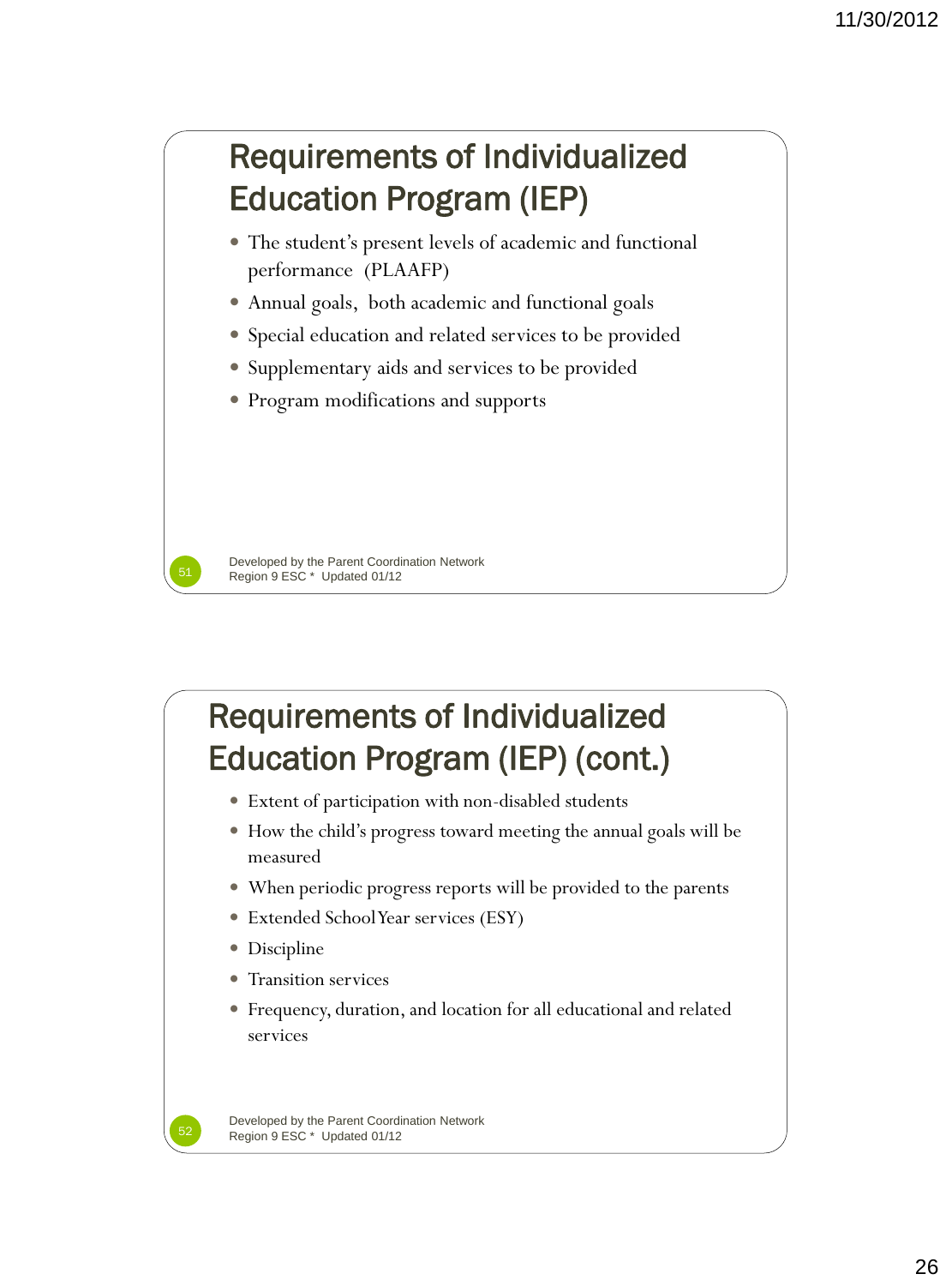## Requirements of Individualized Education Program (IEP)

- The student's present levels of academic and functional performance (PLAAFP)
- Annual goals, both academic and functional goals
- Special education and related services to be provided
- Supplementary aids and services to be provided
- Program modifications and supports

Developed by the Parent Coordination Network
Region 9 ESC * Updated 01/12

## Requirements of Individualized Education Program (IEP) (cont.)

- Extent of participation with non-disabled students
- How the child's progress toward meeting the annual goals will be measured
- When periodic progress reports will be provided to the parents
- Extended School Year services (ESY)
- Discipline
- Transition services
- Frequency, duration, and location for all educational and related services

Developed by the Parent Coordination Network
Region 9 ESC * Updated 01/12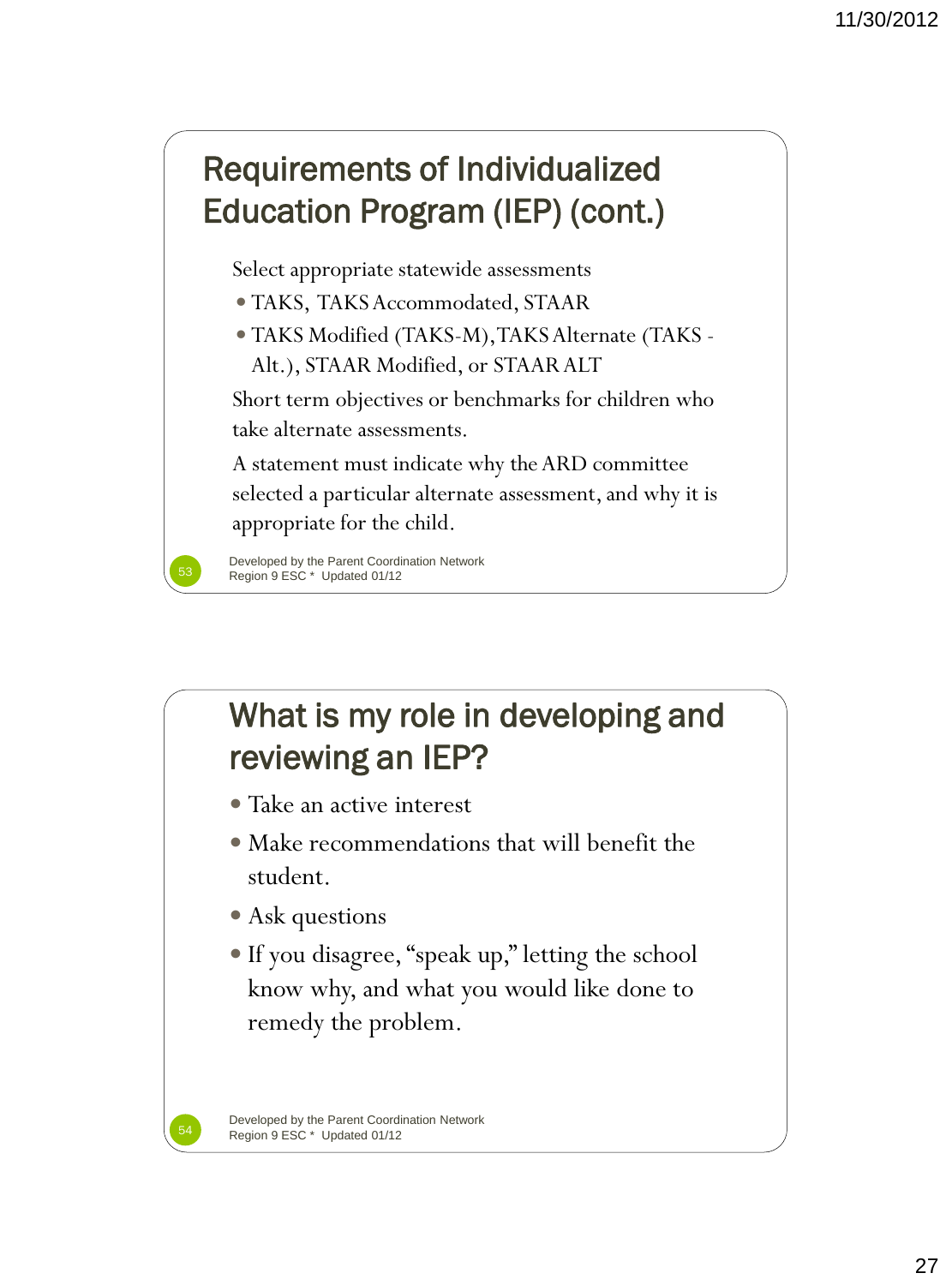## Requirements of Individualized Education Program (IEP) (cont.)

Select appropriate statewide assessments

- TAKS, TAKS Accommodated, STAAR
- TAKS Modified (TAKS-M), TAKS Alternate (TAKS - Alt.), STAAR Modified, or STAAR ALT

Short term objectives or benchmarks for children who take alternate assessments.

A statement must indicate why the ARD committee selected a particular alternate assessment, and why it is appropriate for the child.

Developed by the Parent Coordination Network
Region 9 ESC * Updated 01/12

## What is my role in developing and reviewing an IEP?

- Take an active interest
- Make recommendations that will benefit the student.
- Ask questions
- If you disagree, "speak up," letting the school know why, and what you would like done to remedy the problem.

Developed by the Parent Coordination Network
Region 9 ESC * Updated 01/12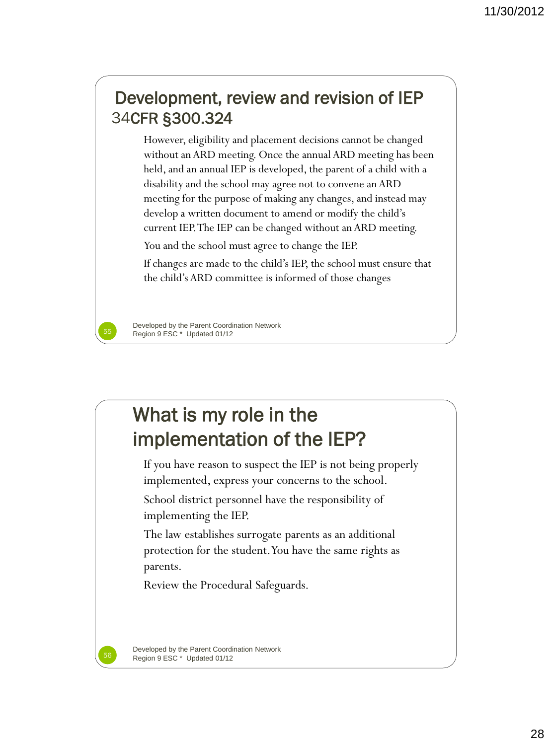## Development, review and revision of IEP 34CFR §300.324

However, eligibility and placement decisions cannot be changed without an ARD meeting. Once the annual ARD meeting has been held, and an annual IEP is developed, the parent of a child with a disability and the school may agree not to convene an ARD meeting for the purpose of making any changes, and instead may develop a written document to amend or modify the child's current IEP. The IEP can be changed without an ARD meeting.

You and the school must agree to change the IEP.

If changes are made to the child's IEP, the school must ensure that the child's ARD committee is informed of those changes

Developed by the Parent Coordination Network
Region 9 ESC * Updated 01/12

## What is my role in the implementation of the IEP?

If you have reason to suspect the IEP is not being properly implemented, express your concerns to the school.

School district personnel have the responsibility of implementing the IEP.

The law establishes surrogate parents as an additional protection for the student. You have the same rights as parents.

Review the Procedural Safeguards.

Developed by the Parent Coordination Network
Region 9 ESC * Updated 01/12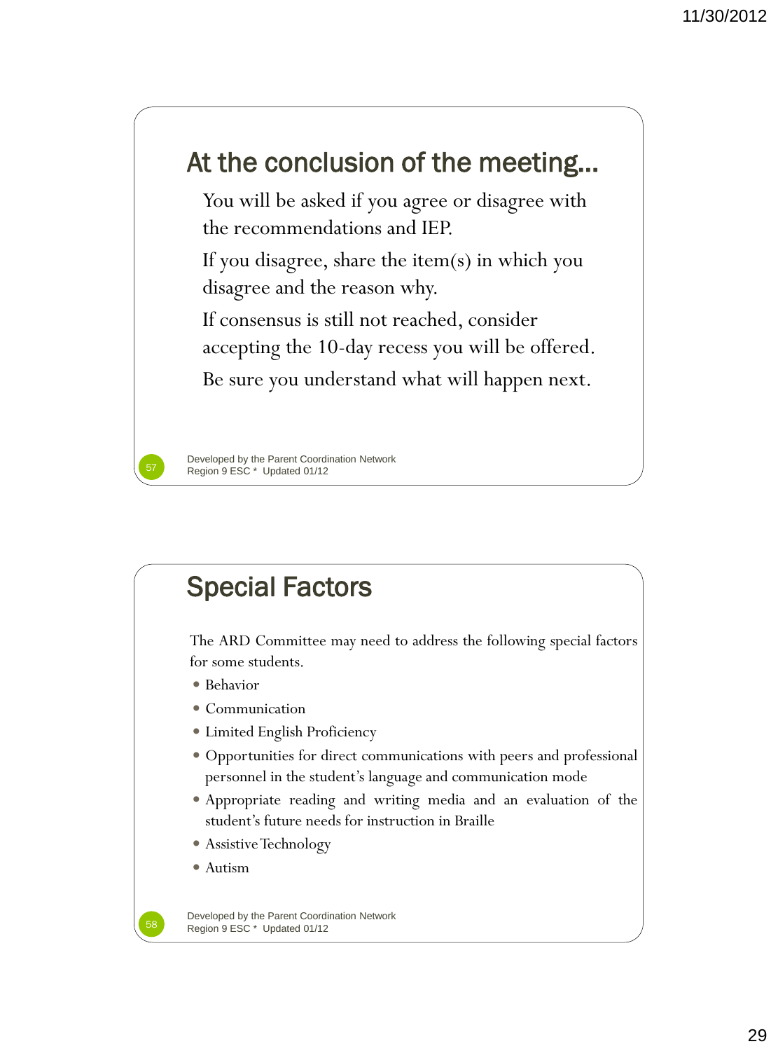## At the conclusion of the meeting…

You will be asked if you agree or disagree with the recommendations and IEP.

If you disagree, share the item(s) in which you disagree and the reason why.

If consensus is still not reached, consider accepting the 10-day recess you will be offered.

Be sure you understand what will happen next.

Developed by the Parent Coordination Network
Region 9 ESC * Updated 01/12

## Special Factors

The ARD Committee may need to address the following special factors for some students.

- Behavior
- Communication
- Limited English Proficiency
- Opportunities for direct communications with peers and professional personnel in the student's language and communication mode
- Appropriate reading and writing media and an evaluation of the student's future needs for instruction in Braille
- Assistive Technology
- Autism

Developed by the Parent Coordination Network
Region 9 ESC * Updated 01/12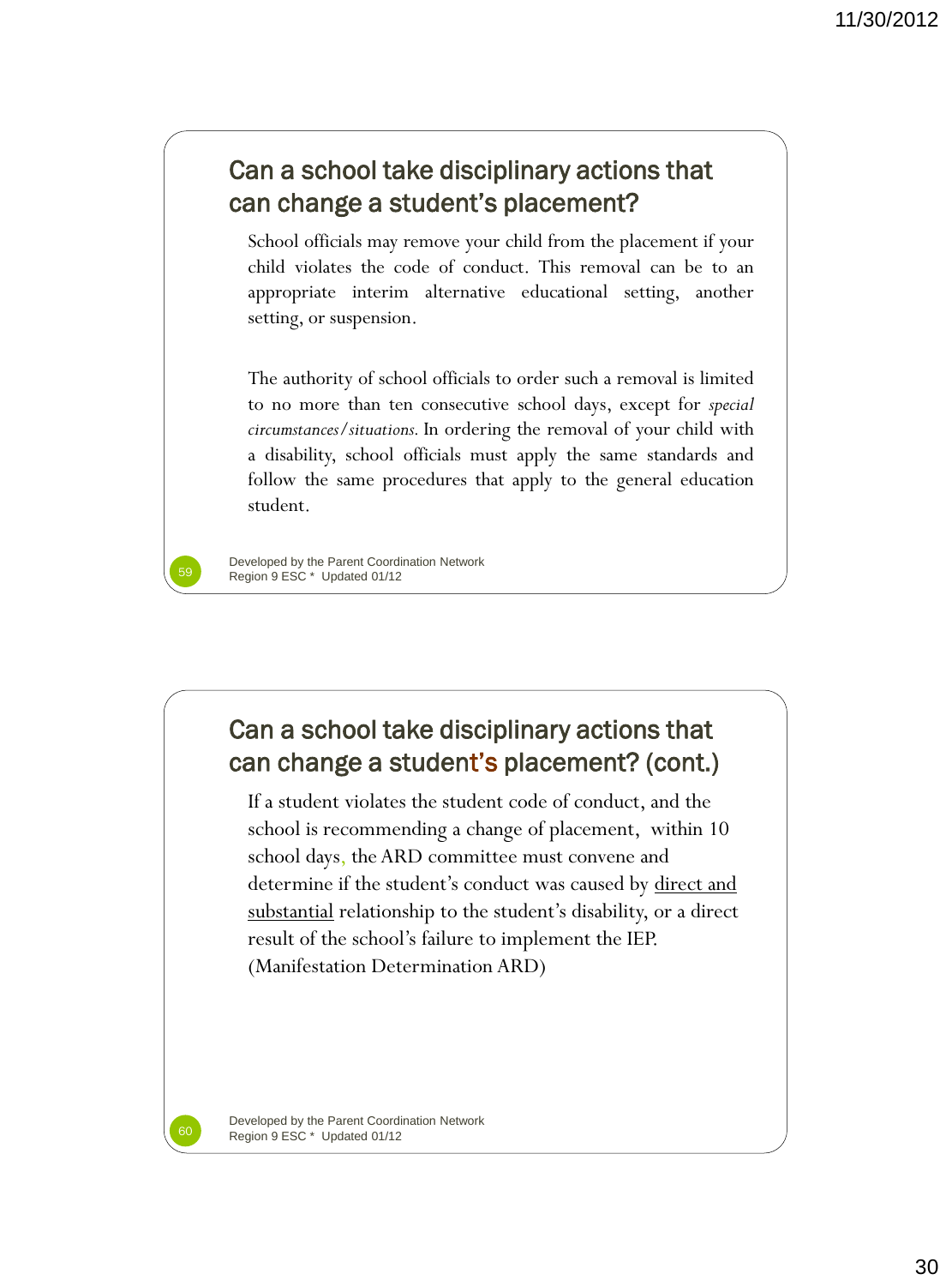## Can a school take disciplinary actions that can change a student's placement?

School officials may remove your child from the placement if your child violates the code of conduct. This removal can be to an appropriate interim alternative educational setting, another setting, or suspension.

The authority of school officials to order such a removal is limited to no more than ten consecutive school days, except for *special circumstances/situations.* In ordering the removal of your child with a disability, school officials must apply the same standards and follow the same procedures that apply to the general education student.

Developed by the Parent Coordination Network
Region 9 ESC * Updated 01/12

## Can a school take disciplinary actions that can change a student's placement? (cont.)

If a student violates the student code of conduct, and the school is recommending a change of placement, within 10 school days, the ARD committee must convene and determine if the student's conduct was caused by <u>direct and substantial</u> relationship to the student's disability, or a direct result of the school's failure to implement the IEP. (Manifestation Determination ARD)

Developed by the Parent Coordination Network
Region 9 ESC * Updated 01/12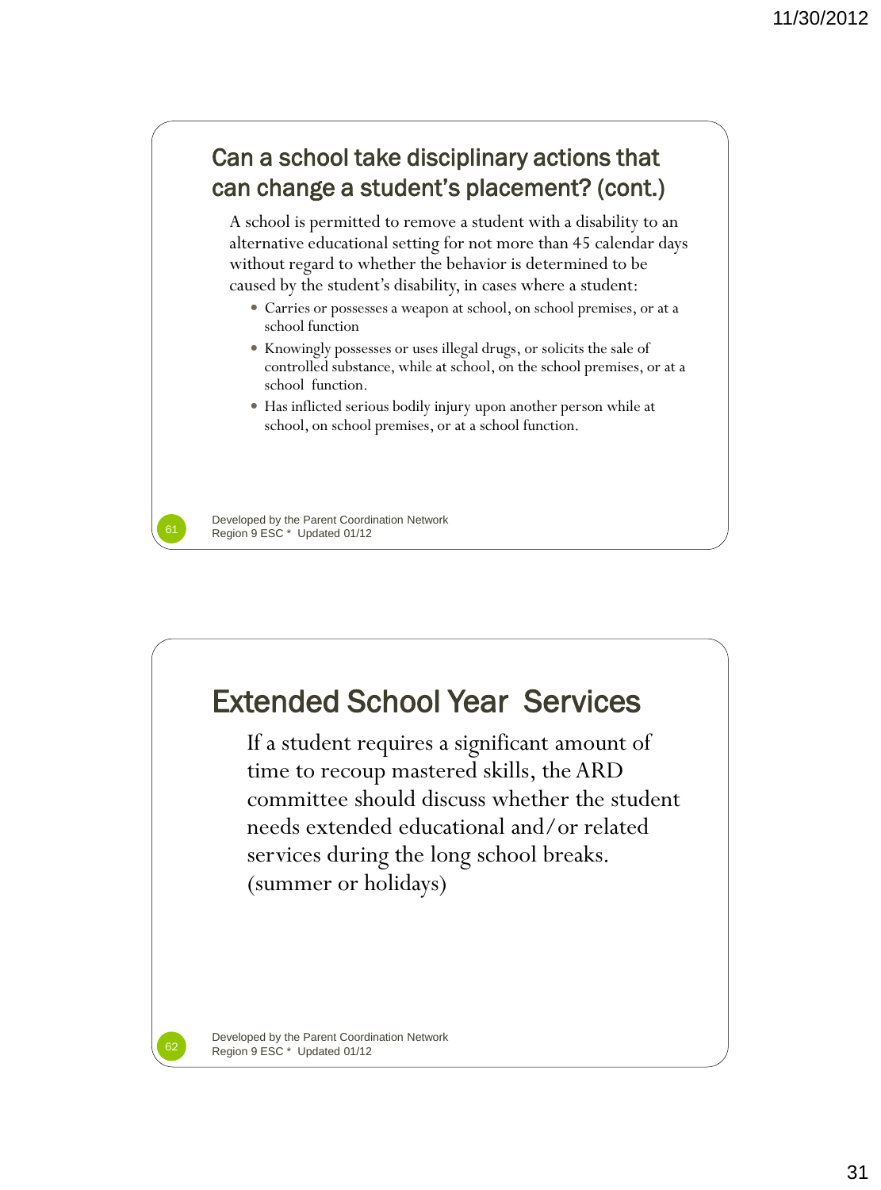## Can a school take disciplinary actions that can change a student's placement? (cont.)

A school is permitted to remove a student with a disability to an alternative educational setting for not more than 45 calendar days without regard to whether the behavior is determined to be caused by the student's disability, in cases where a student:

- Carries or possesses a weapon at school, on school premises, or at a school function
- Knowingly possesses or uses illegal drugs, or solicits the sale of controlled substance, while at school, on the school premises, or at a school function.
- Has inflicted serious bodily injury upon another person while at school, on school premises, or at a school function.

Developed by the Parent Coordination Network
Region 9 ESC * Updated 01/12

## Extended School Year Services

If a student requires a significant amount of time to recoup mastered skills, the ARD committee should discuss whether the student needs extended educational and/or related services during the long school breaks. (summer or holidays)

Developed by the Parent Coordination Network
Region 9 ESC * Updated 01/12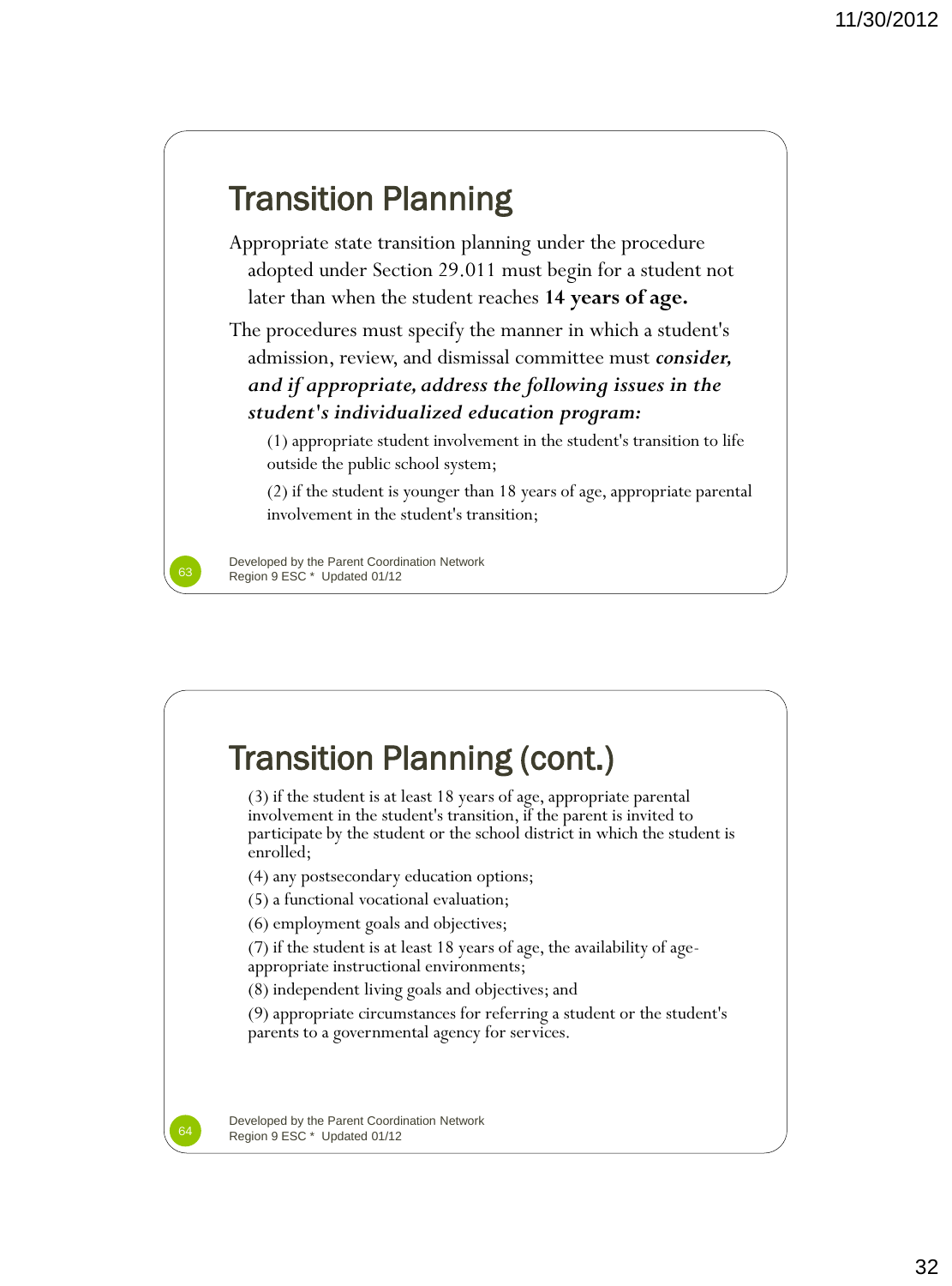## Transition Planning

Appropriate state transition planning under the procedure adopted under Section 29.011 must begin for a student not later than when the student reaches **14 years of age.**

The procedures must specify the manner in which a student's admission, review, and dismissal committee must ***consider, and if appropriate, address the following issues in the student's individualized education program:***

(1) appropriate student involvement in the student's transition to life outside the public school system;

(2) if the student is younger than 18 years of age, appropriate parental involvement in the student's transition;

Developed by the Parent Coordination Network
Region 9 ESC * Updated 01/12

## Transition Planning (cont.)

(3) if the student is at least 18 years of age, appropriate parental involvement in the student's transition, if the parent is invited to participate by the student or the school district in which the student is enrolled;

(4) any postsecondary education options;

(5) a functional vocational evaluation;

(6) employment goals and objectives;

(7) if the student is at least 18 years of age, the availability of age-appropriate instructional environments;

(8) independent living goals and objectives; and

(9) appropriate circumstances for referring a student or the student's parents to a governmental agency for services.

Developed by the Parent Coordination Network
Region 9 ESC * Updated 01/12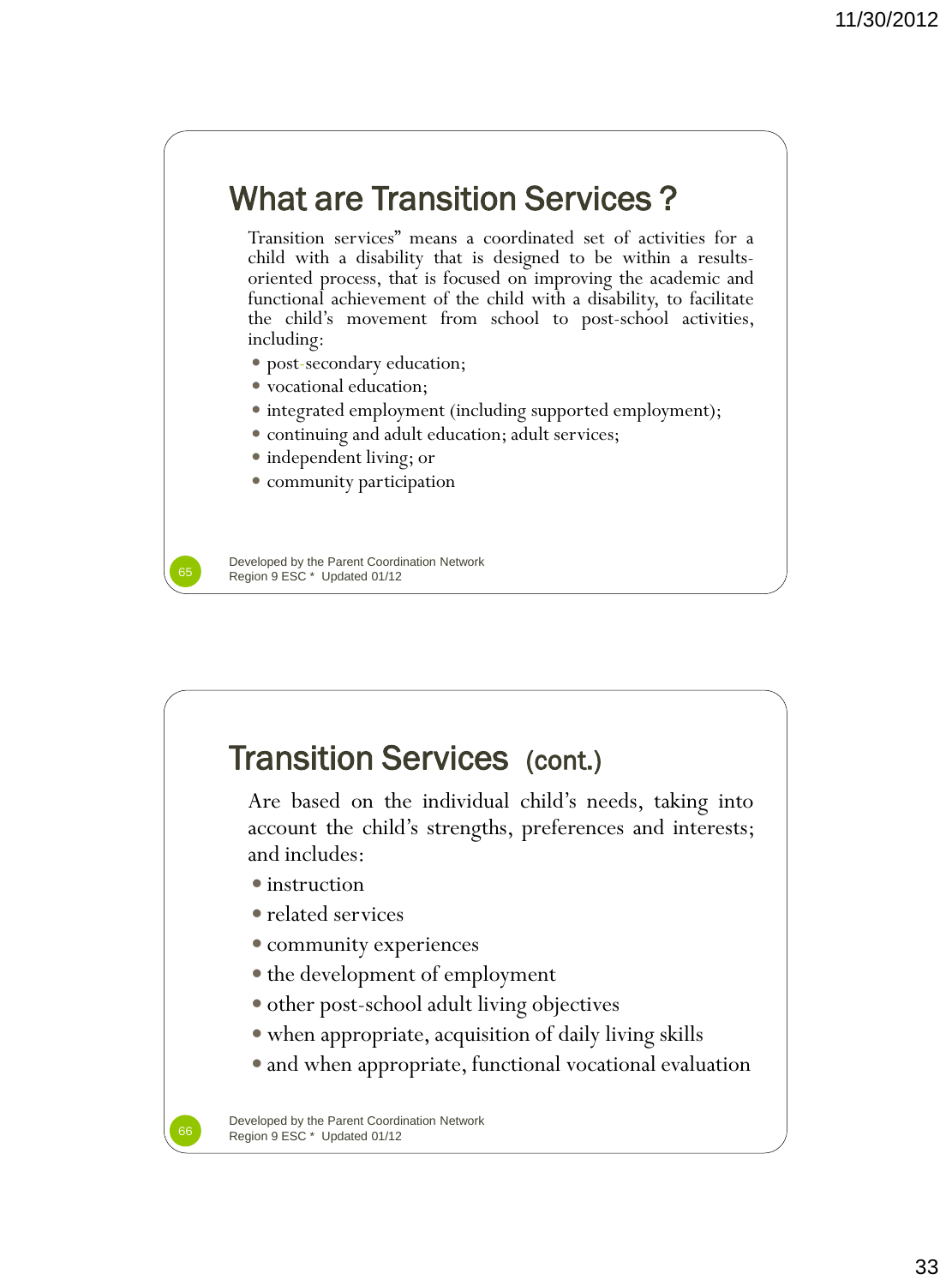## What are Transition Services ?

Transition services" means a coordinated set of activities for a child with a disability that is designed to be within a results-oriented process, that is focused on improving the academic and functional achievement of the child with a disability, to facilitate the child's movement from school to post-school activities, including:

- post-secondary education;
- vocational education;
- integrated employment (including supported employment);
- continuing and adult education; adult services;
- independent living; or
- community participation

Developed by the Parent Coordination Network
Region 9 ESC * Updated 01/12

## Transition Services (cont.)

Are based on the individual child's needs, taking into account the child's strengths, preferences and interests; and includes:

- instruction
- related services
- community experiences
- the development of employment
- other post-school adult living objectives
- when appropriate, acquisition of daily living skills
- and when appropriate, functional vocational evaluation

Developed by the Parent Coordination Network
Region 9 ESC * Updated 01/12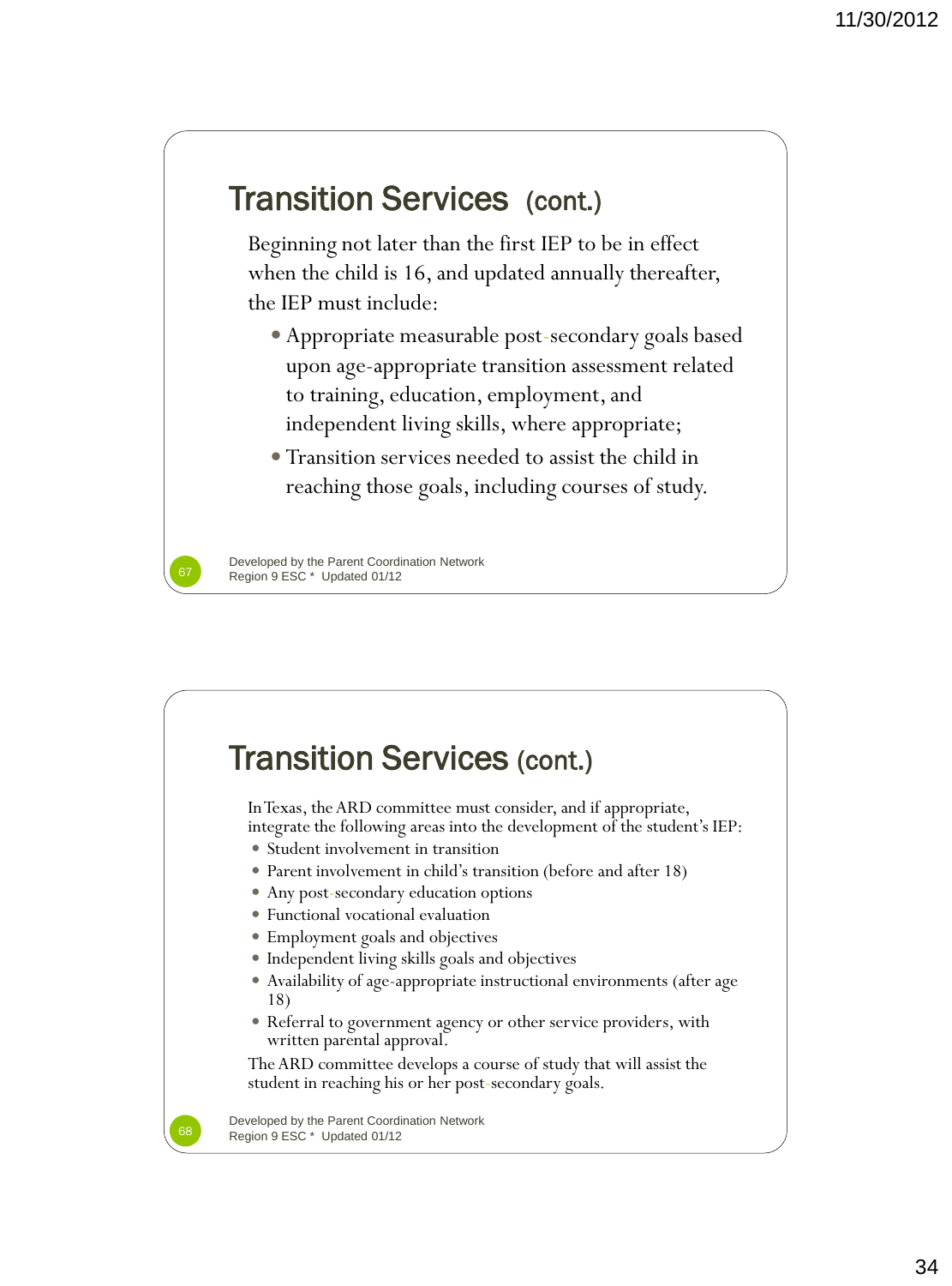## Transition Services (cont.)

Beginning not later than the first IEP to be in effect when the child is 16, and updated annually thereafter, the IEP must include:

- Appropriate measurable post-secondary goals based upon age-appropriate transition assessment related to training, education, employment, and independent living skills, where appropriate;
- Transition services needed to assist the child in reaching those goals, including courses of study.

Developed by the Parent Coordination Network
Region 9 ESC * Updated 01/12

## Transition Services (cont.)

In Texas, the ARD committee must consider, and if appropriate, integrate the following areas into the development of the student's IEP:

- Student involvement in transition
- Parent involvement in child's transition (before and after 18)
- Any post-secondary education options
- Functional vocational evaluation
- Employment goals and objectives
- Independent living skills goals and objectives
- Availability of age-appropriate instructional environments (after age 18)
- Referral to government agency or other service providers, with written parental approval.

The ARD committee develops a course of study that will assist the student in reaching his or her post-secondary goals.

Developed by the Parent Coordination Network
Region 9 ESC * Updated 01/12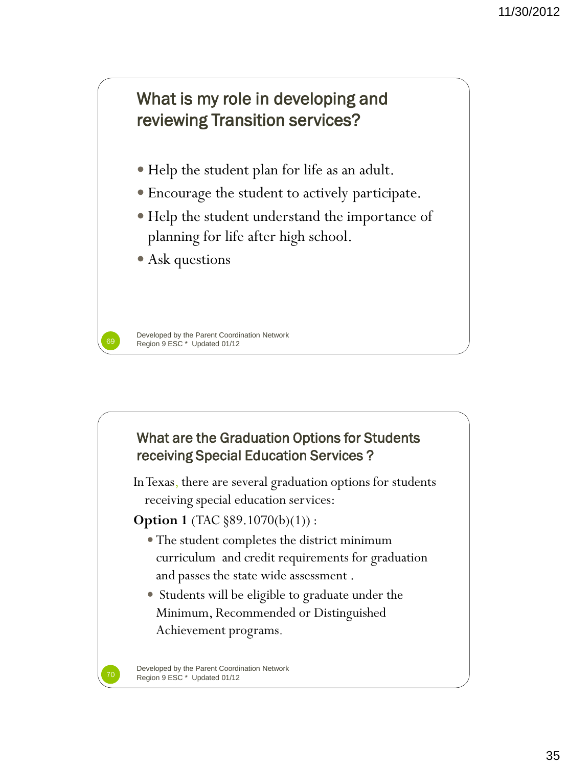## What is my role in developing and reviewing Transition services?

- Help the student plan for life as an adult.
- Encourage the student to actively participate.
- Help the student understand the importance of planning for life after high school.
- Ask questions

Developed by the Parent Coordination Network
Region 9 ESC * Updated 01/12

## What are the Graduation Options for Students receiving Special Education Services ?

In Texas, there are several graduation options for students receiving special education services:

**Option 1** (TAC §89.1070(b)(1)) :

- The student completes the district minimum curriculum and credit requirements for graduation and passes the state wide assessment .
- Students will be eligible to graduate under the Minimum, Recommended or Distinguished Achievement programs.

Developed by the Parent Coordination Network
Region 9 ESC * Updated 01/12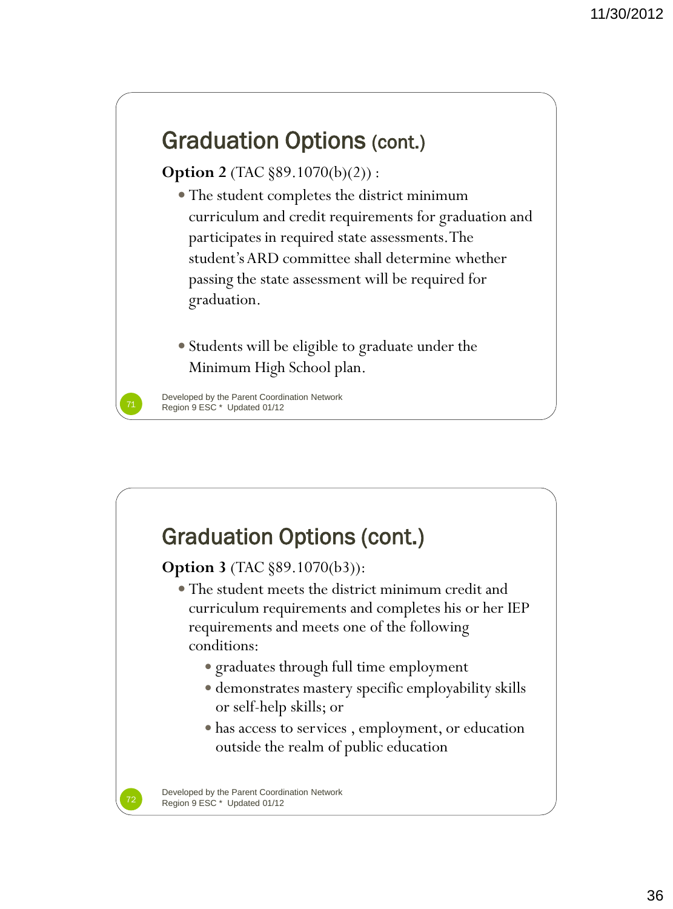## Graduation Options (cont.)

**Option 2** (TAC §89.1070(b)(2)) :

- The student completes the district minimum curriculum and credit requirements for graduation and participates in required state assessments. The student's ARD committee shall determine whether passing the state assessment will be required for graduation.
- Students will be eligible to graduate under the Minimum High School plan.

Developed by the Parent Coordination Network
Region 9 ESC * Updated 01/12

## Graduation Options (cont.)

**Option 3** (TAC §89.1070(b3)):

- The student meets the district minimum credit and curriculum requirements and completes his or her IEP requirements and meets one of the following conditions:
  - graduates through full time employment
  - demonstrates mastery specific employability skills or self-help skills; or
  - has access to services , employment, or education outside the realm of public education

Developed by the Parent Coordination Network
Region 9 ESC * Updated 01/12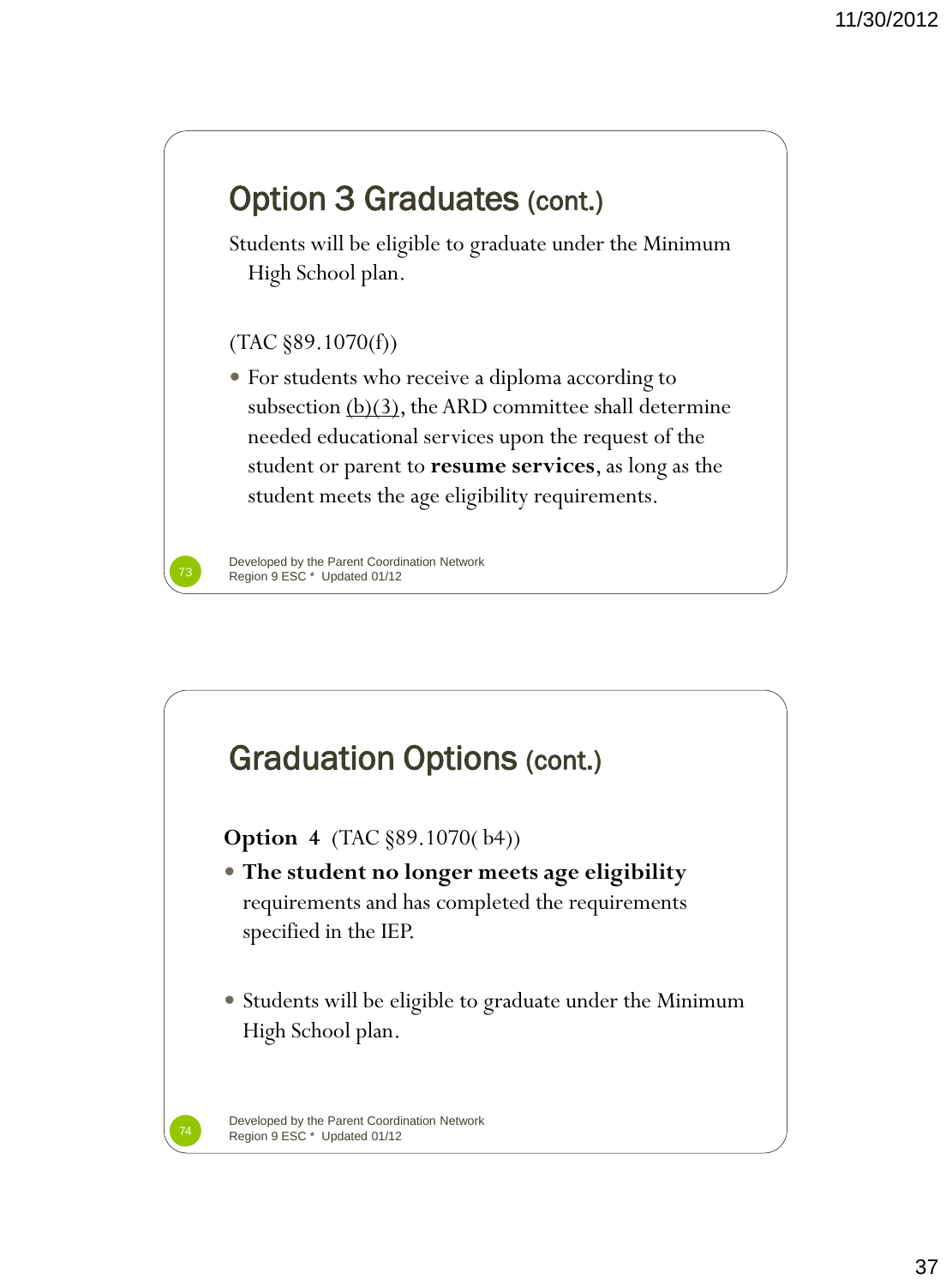## Option 3 Graduates (cont.)

Students will be eligible to graduate under the Minimum High School plan.

(TAC §89.1070(f))

- For students who receive a diploma according to subsection (b)(3), the ARD committee shall determine needed educational services upon the request of the student or parent to **resume services**, as long as the student meets the age eligibility requirements.

Developed by the Parent Coordination Network
Region 9 ESC * Updated 01/12

## Graduation Options (cont.)

**Option 4** (TAC §89.1070( b4))

- **The student no longer meets age eligibility** requirements and has completed the requirements specified in the IEP.

- Students will be eligible to graduate under the Minimum High School plan.

Developed by the Parent Coordination Network
Region 9 ESC * Updated 01/12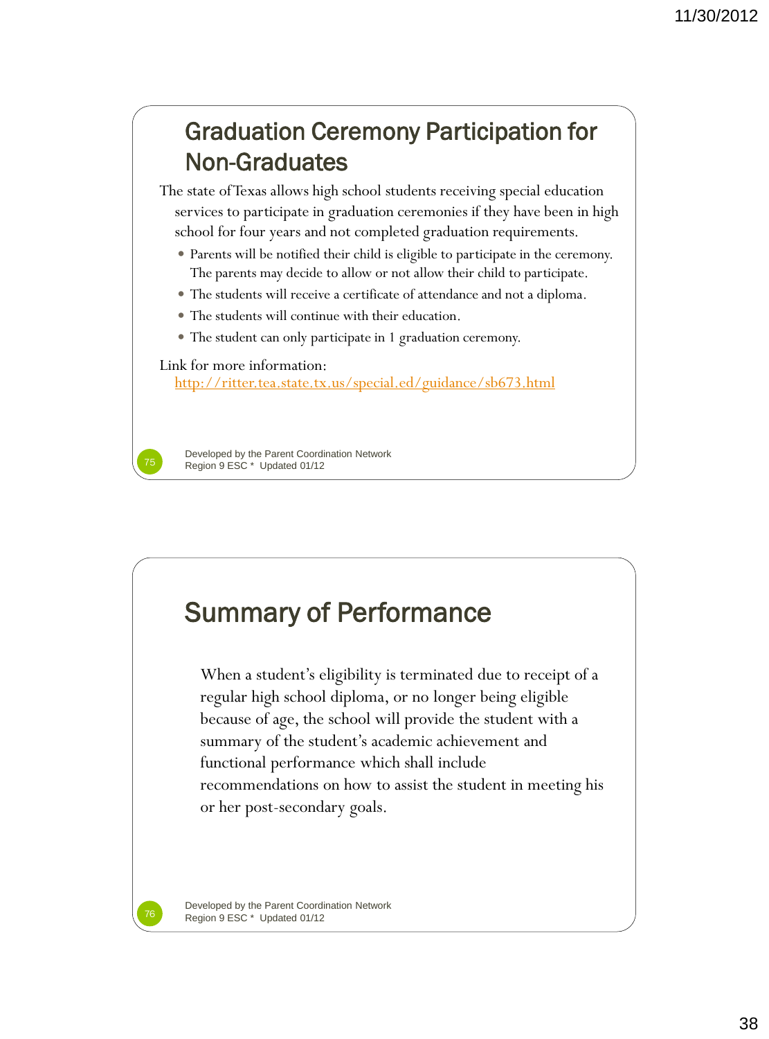## Graduation Ceremony Participation for Non-Graduates

The state of Texas allows high school students receiving special education services to participate in graduation ceremonies if they have been in high school for four years and not completed graduation requirements.

- Parents will be notified their child is eligible to participate in the ceremony. The parents may decide to allow or not allow their child to participate.
- The students will receive a certificate of attendance and not a diploma.
- The students will continue with their education.
- The student can only participate in 1 graduation ceremony.

Link for more information:
http://ritter.tea.state.tx.us/special.ed/guidance/sb673.html

Developed by the Parent Coordination Network
Region 9 ESC * Updated 01/12

## Summary of Performance

When a student's eligibility is terminated due to receipt of a regular high school diploma, or no longer being eligible because of age, the school will provide the student with a summary of the student's academic achievement and functional performance which shall include recommendations on how to assist the student in meeting his or her post-secondary goals.

Developed by the Parent Coordination Network
Region 9 ESC * Updated 01/12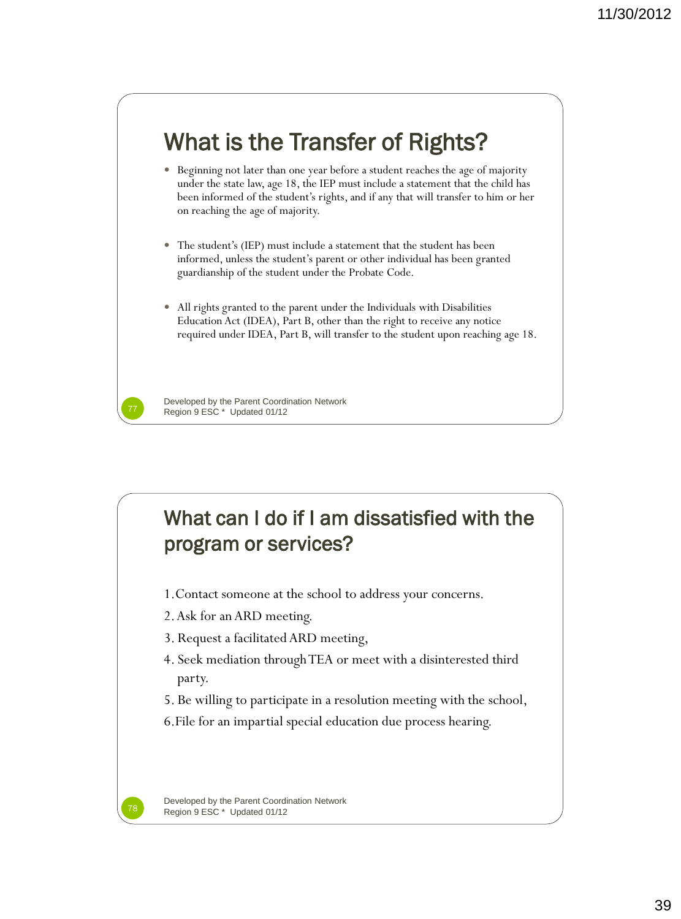## What is the Transfer of Rights?

- Beginning not later than one year before a student reaches the age of majority under the state law, age 18, the IEP must include a statement that the child has been informed of the student's rights, and if any that will transfer to him or her on reaching the age of majority.

- The student's (IEP) must include a statement that the student has been informed, unless the student's parent or other individual has been granted guardianship of the student under the Probate Code.

- All rights granted to the parent under the Individuals with Disabilities Education Act (IDEA), Part B, other than the right to receive any notice required under IDEA, Part B, will transfer to the student upon reaching age 18.

Developed by the Parent Coordination Network
Region 9 ESC * Updated 01/12

## What can I do if I am dissatisfied with the program or services?

1. Contact someone at the school to address your concerns.
2. Ask for an ARD meeting.
3. Request a facilitated ARD meeting,
4. Seek mediation through TEA or meet with a disinterested third party.
5. Be willing to participate in a resolution meeting with the school,
6. File for an impartial special education due process hearing.

Developed by the Parent Coordination Network
Region 9 ESC * Updated 01/12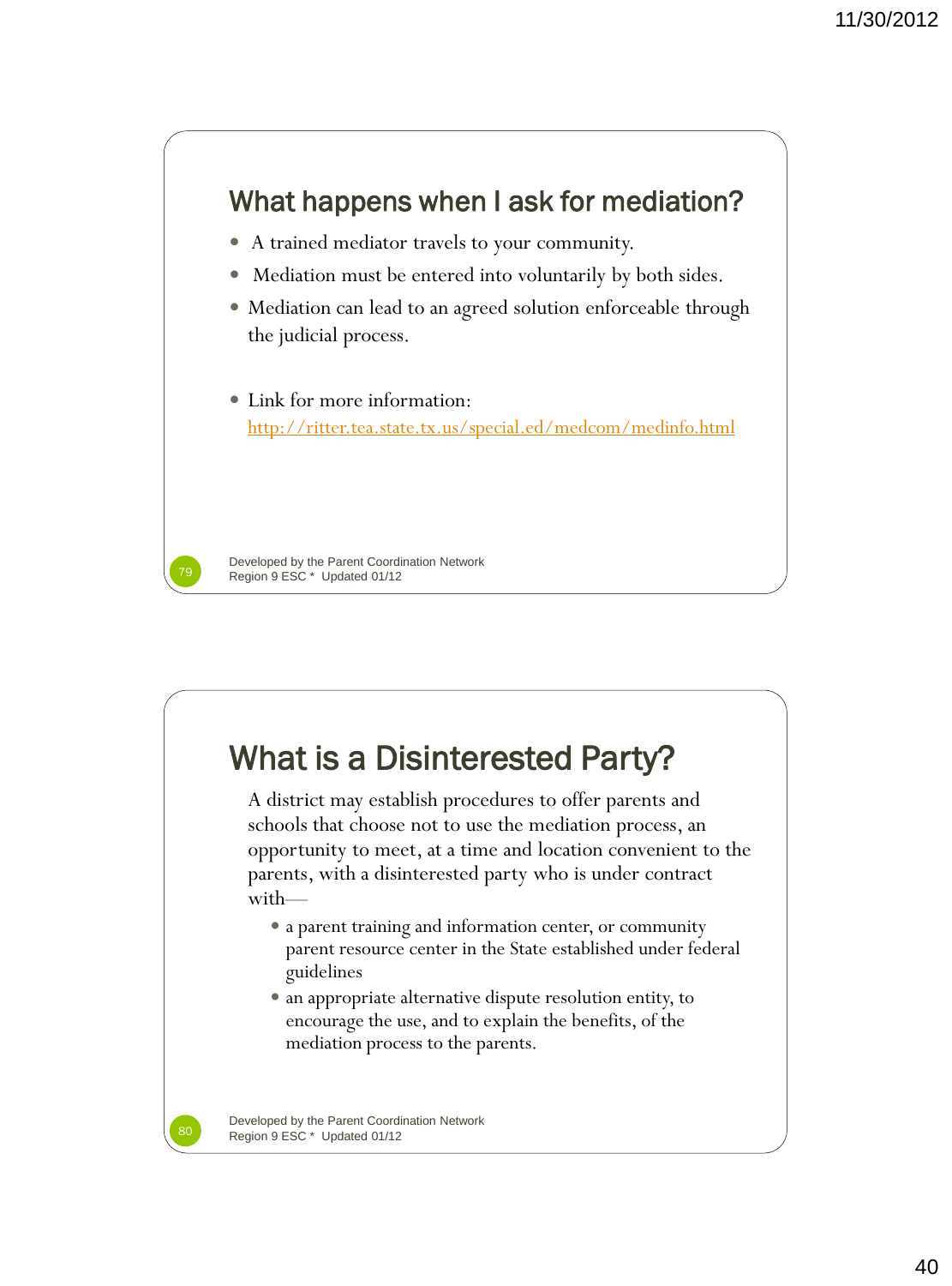## What happens when I ask for mediation?

- A trained mediator travels to your community.
- Mediation must be entered into voluntarily by both sides.
- Mediation can lead to an agreed solution enforceable through the judicial process.
- Link for more information: http://ritter.tea.state.tx.us/special.ed/medcom/medinfo.html

Developed by the Parent Coordination Network
Region 9 ESC * Updated 01/12

## What is a Disinterested Party?

A district may establish procedures to offer parents and schools that choose not to use the mediation process, an opportunity to meet, at a time and location convenient to the parents, with a disinterested party who is under contract with—

- a parent training and information center, or community parent resource center in the State established under federal guidelines
- an appropriate alternative dispute resolution entity, to encourage the use, and to explain the benefits, of the mediation process to the parents.

Developed by the Parent Coordination Network
Region 9 ESC * Updated 01/12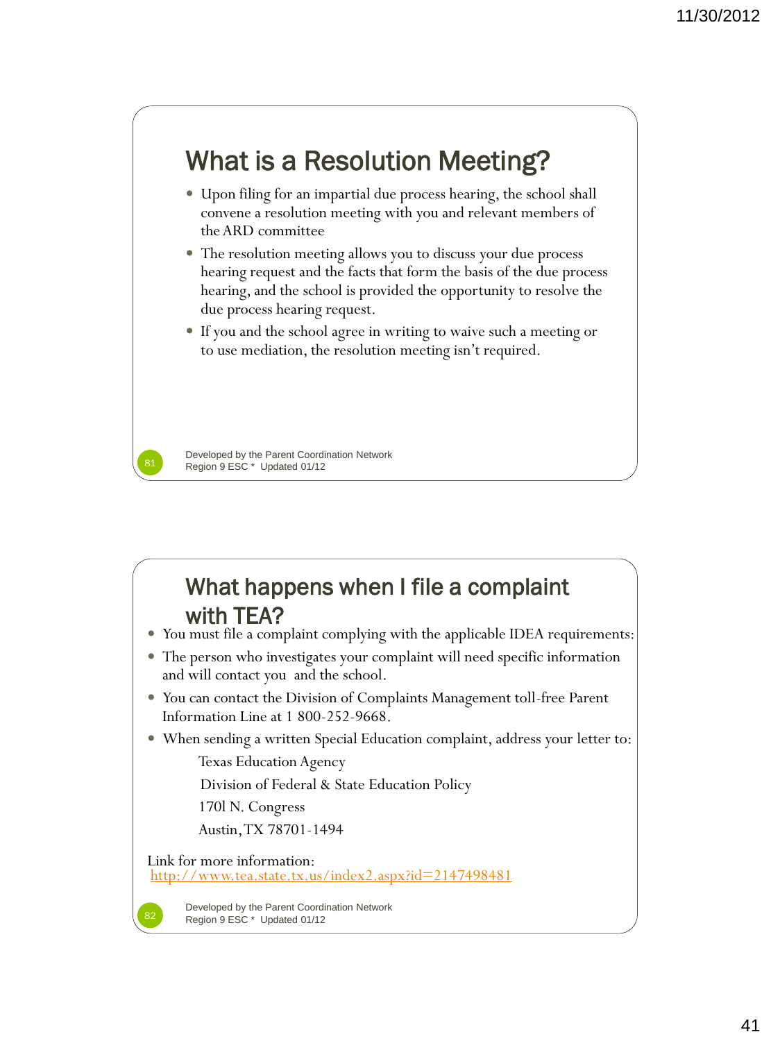## What is a Resolution Meeting?

- Upon filing for an impartial due process hearing, the school shall convene a resolution meeting with you and relevant members of the ARD committee
- The resolution meeting allows you to discuss your due process hearing request and the facts that form the basis of the due process hearing, and the school is provided the opportunity to resolve the due process hearing request.
- If you and the school agree in writing to waive such a meeting or to use mediation, the resolution meeting isn't required.

Developed by the Parent Coordination Network
Region 9 ESC * Updated 01/12

## What happens when I file a complaint with TEA?

- You must file a complaint complying with the applicable IDEA requirements:
- The person who investigates your complaint will need specific information and will contact you and the school.
- You can contact the Division of Complaints Management toll-free Parent Information Line at 1 800-252-9668.
- When sending a written Special Education complaint, address your letter to:

  Texas Education Agency
  Division of Federal & State Education Policy
  170l N. Congress
  Austin, TX 78701-1494

Link for more information:
http://www.tea.state.tx.us/index2.aspx?id=2147498481

Developed by the Parent Coordination Network
Region 9 ESC * Updated 01/12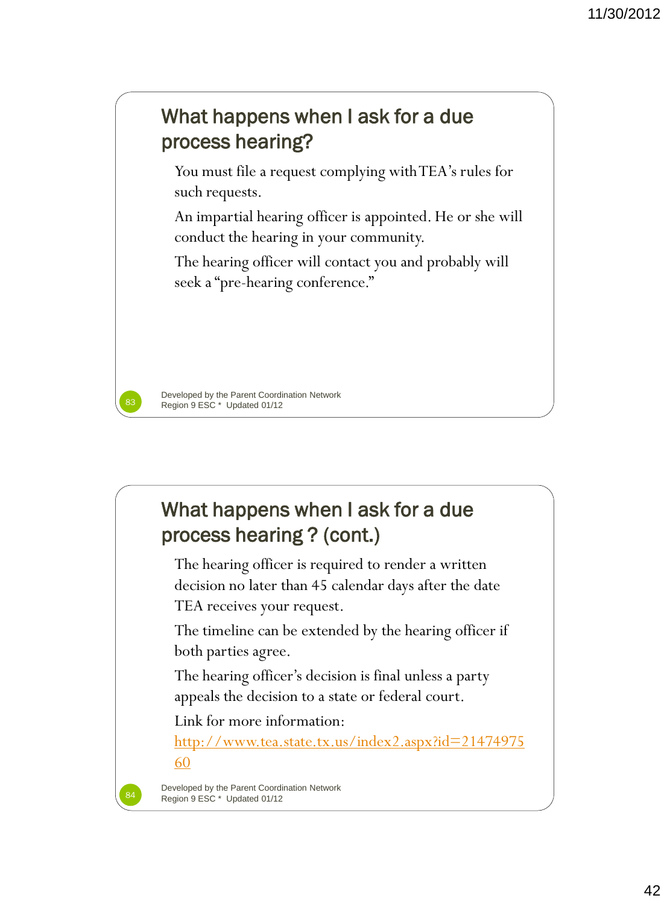## What happens when I ask for a due process hearing?

You must file a request complying with TEA's rules for such requests.

An impartial hearing officer is appointed. He or she will conduct the hearing in your community.

The hearing officer will contact you and probably will seek a "pre-hearing conference."

Developed by the Parent Coordination Network
Region 9 ESC * Updated 01/12

## What happens when I ask for a due process hearing ? (cont.)

The hearing officer is required to render a written decision no later than 45 calendar days after the date TEA receives your request.

The timeline can be extended by the hearing officer if both parties agree.

The hearing officer's decision is final unless a party appeals the decision to a state or federal court.

Link for more information:
http://www.tea.state.tx.us/index2.aspx?id=2147497560

Developed by the Parent Coordination Network
Region 9 ESC * Updated 01/12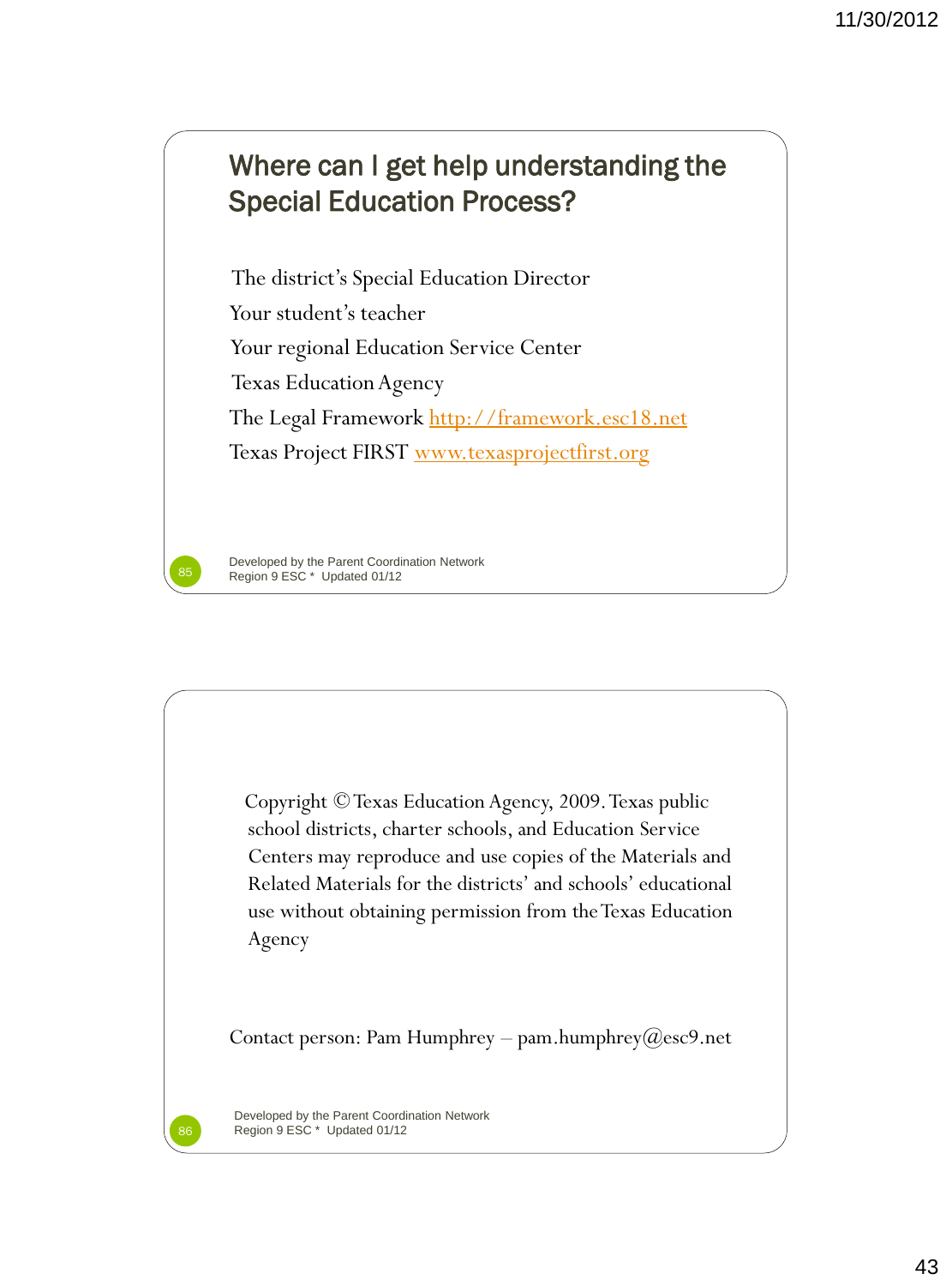## Where can I get help understanding the Special Education Process?

The district's Special Education Director

Your student's teacher

Your regional Education Service Center

Texas Education Agency

The Legal Framework http://framework.esc18.net

Texas Project FIRST www.texasprojectfirst.org

Developed by the Parent Coordination Network
Region 9 ESC * Updated 01/12

Copyright © Texas Education Agency, 2009. Texas public school districts, charter schools, and Education Service Centers may reproduce and use copies of the Materials and Related Materials for the districts' and schools' educational use without obtaining permission from the Texas Education Agency

Contact person: Pam Humphrey – pam.humphrey@esc9.net

Developed by the Parent Coordination Network
Region 9 ESC * Updated 01/12